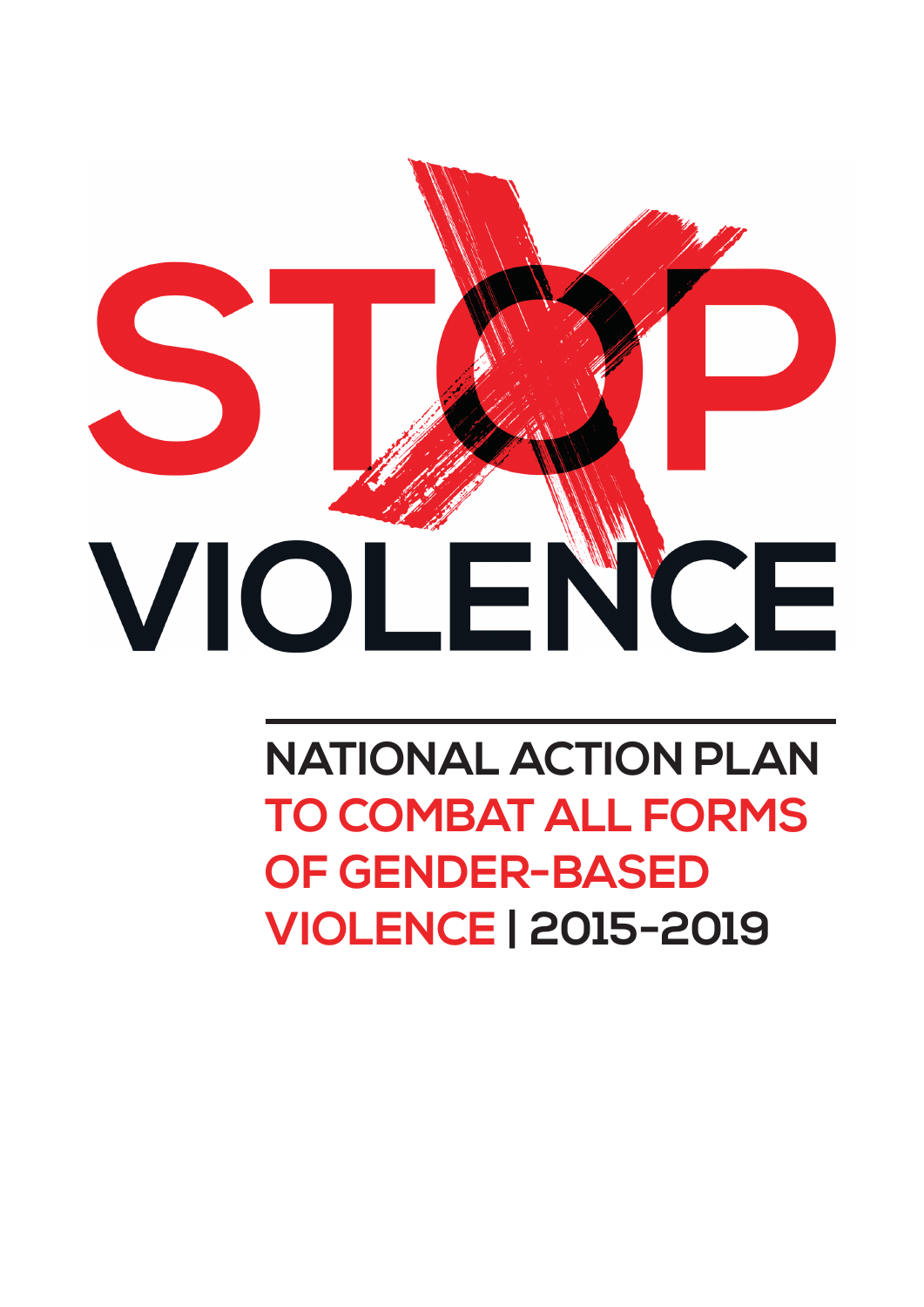# STOP VIOLENCE

## NATIONAL ACTION PLAN TO COMBAT ALL FORMS OF GENDER-BASED VIOLENCE | 2015-2019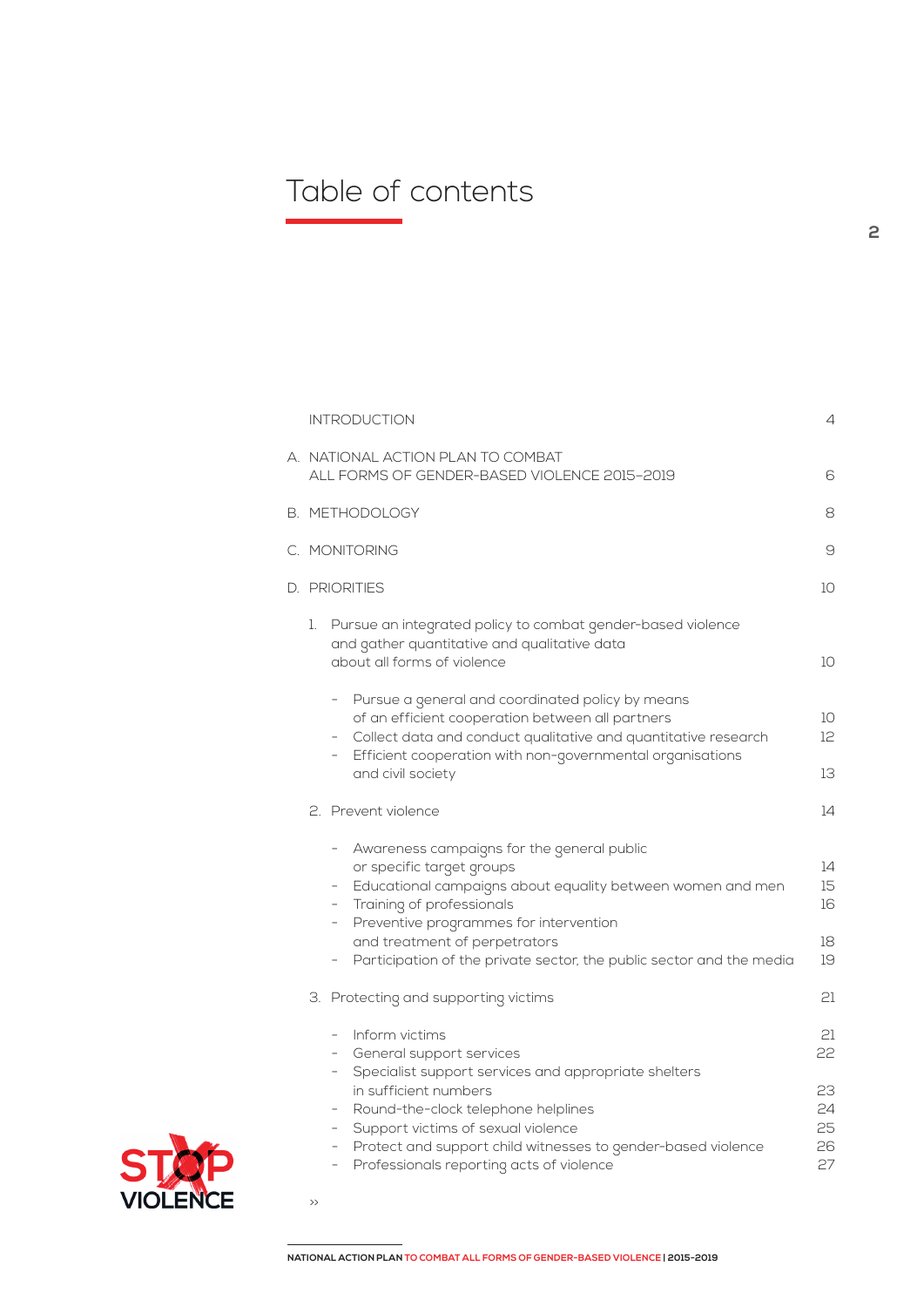# Table of contents

| | |
|---|---|
| INTRODUCTION | 4 |
| A. NATIONAL ACTION PLAN TO COMBAT ALL FORMS OF GENDER-BASED VIOLENCE 2015–2019 | 6 |
| B. METHODOLOGY | 8 |
| C. MONITORING | 9 |
| D. PRIORITIES | 10 |
| 1. Pursue an integrated policy to combat gender-based violence and gather quantitative and qualitative data about all forms of violence | 10 |
| - Pursue a general and coordinated policy by means of an efficient cooperation between all partners | 10 |
| - Collect data and conduct qualitative and quantitative research | 12 |
| - Efficient cooperation with non-governmental organisations and civil society | 13 |
| 2. Prevent violence | 14 |
| - Awareness campaigns for the general public or specific target groups | 14 |
| - Educational campaigns about equality between women and men | 15 |
| - Training of professionals | 16 |
| - Preventive programmes for intervention and treatment of perpetrators | 18 |
| - Participation of the private sector, the public sector and the media | 19 |
| 3. Protecting and supporting victims | 21 |
| - Inform victims | 21 |
| - General support services | 22 |
| - Specialist support services and appropriate shelters in sufficient numbers | 23 |
| - Round-the-clock telephone helplines | 24 |
| - Support victims of sexual violence | 25 |
| - Protect and support child witnesses to gender-based violence | 26 |
| - Professionals reporting acts of violence | 27 |

››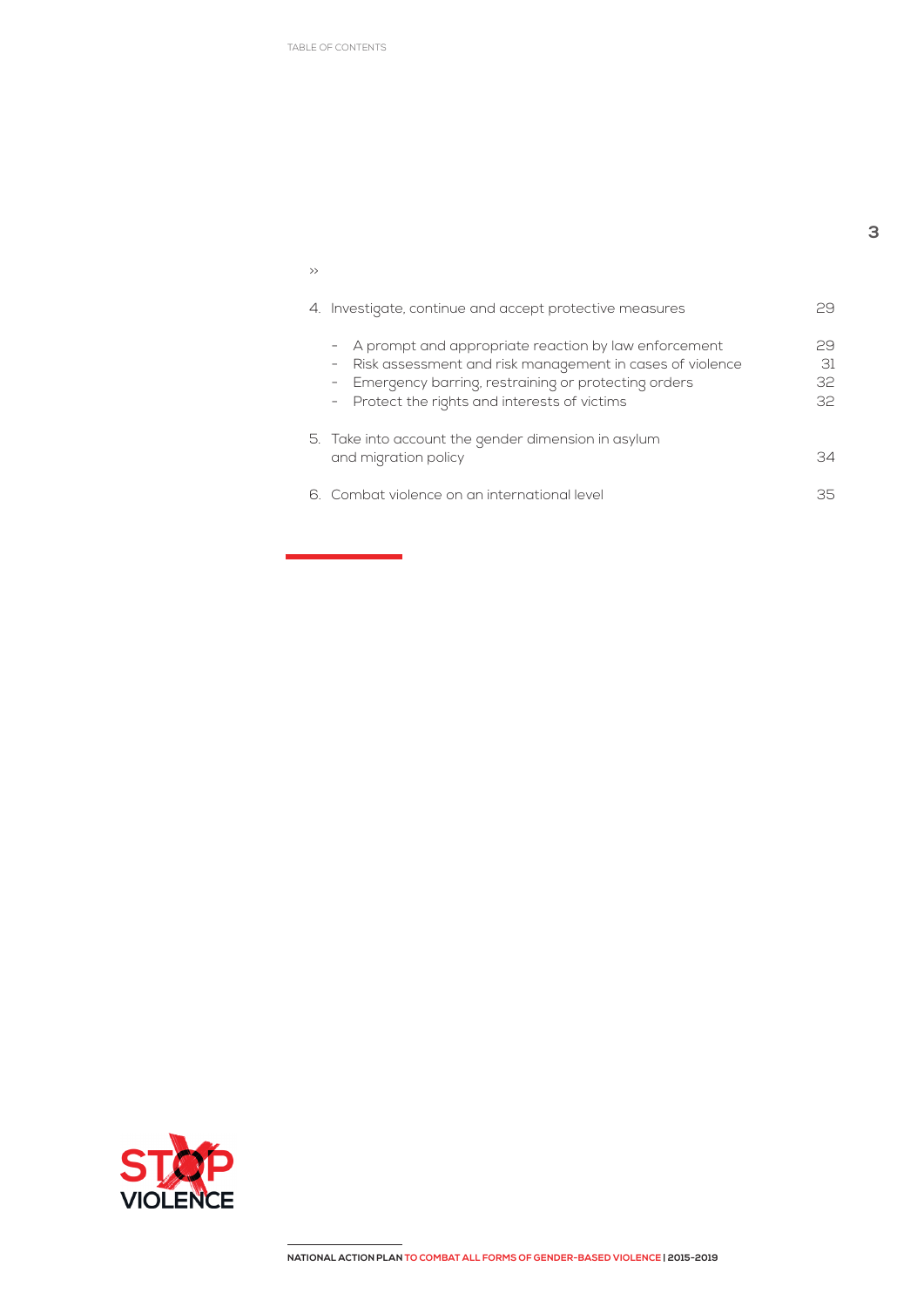››

| | |
|---|---|
| 4. Investigate, continue and accept protective measures | 29 |
| - A prompt and appropriate reaction by law enforcement | 29 |
| - Risk assessment and risk management in cases of violence | 31 |
| - Emergency barring, restraining or protecting orders | 32 |
| - Protect the rights and interests of victims | 32 |
| 5. Take into account the gender dimension in asylum and migration policy | 34 |
| 6. Combat violence on an international level | 35 |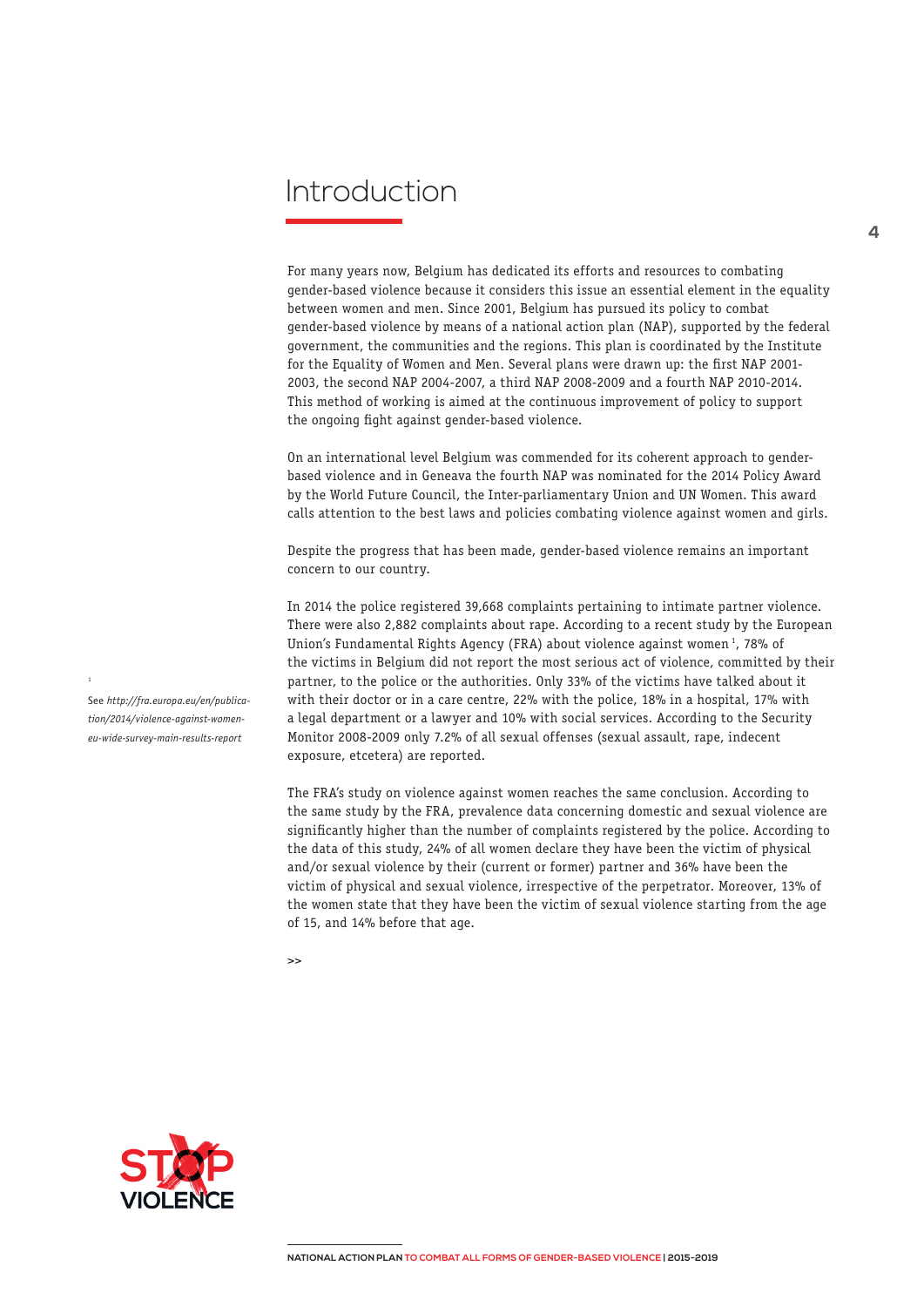# Introduction

For many years now, Belgium has dedicated its efforts and resources to combating gender-based violence because it considers this issue an essential element in the equality between women and men. Since 2001, Belgium has pursued its policy to combat gender-based violence by means of a national action plan (NAP), supported by the federal government, the communities and the regions. This plan is coordinated by the Institute for the Equality of Women and Men. Several plans were drawn up: the first NAP 2001-2003, the second NAP 2004-2007, a third NAP 2008-2009 and a fourth NAP 2010-2014. This method of working is aimed at the continuous improvement of policy to support the ongoing fight against gender-based violence.

On an international level Belgium was commended for its coherent approach to gender-based violence and in Geneava the fourth NAP was nominated for the 2014 Policy Award by the World Future Council, the Inter-parliamentary Union and UN Women. This award calls attention to the best laws and policies combating violence against women and girls.

Despite the progress that has been made, gender-based violence remains an important concern to our country.

In 2014 the police registered 39,668 complaints pertaining to intimate partner violence. There were also 2,882 complaints about rape. According to a recent study by the European Union's Fundamental Rights Agency (FRA) about violence against women [1], 78% of the victims in Belgium did not report the most serious act of violence, committed by their partner, to the police or the authorities. Only 33% of the victims have talked about it with their doctor or in a care centre, 22% with the police, 18% in a hospital, 17% with a legal department or a lawyer and 10% with social services. According to the Security Monitor 2008-2009 only 7.2% of all sexual offenses (sexual assault, rape, indecent exposure, etcetera) are reported.

The FRA's study on violence against women reaches the same conclusion. According to the same study by the FRA, prevalence data concerning domestic and sexual violence are significantly higher than the number of complaints registered by the police. According to the data of this study, 24% of all women declare they have been the victim of physical and/or sexual violence by their (current or former) partner and 36% have been the victim of physical and sexual violence, irrespective of the perpetrator. Moreover, 13% of the women state that they have been the victim of sexual violence starting from the age of 15, and 14% before that age.

>>

[1] See *http://fra.europa.eu/en/publication/2014/violence-against-women-eu-wide-survey-main-results-report*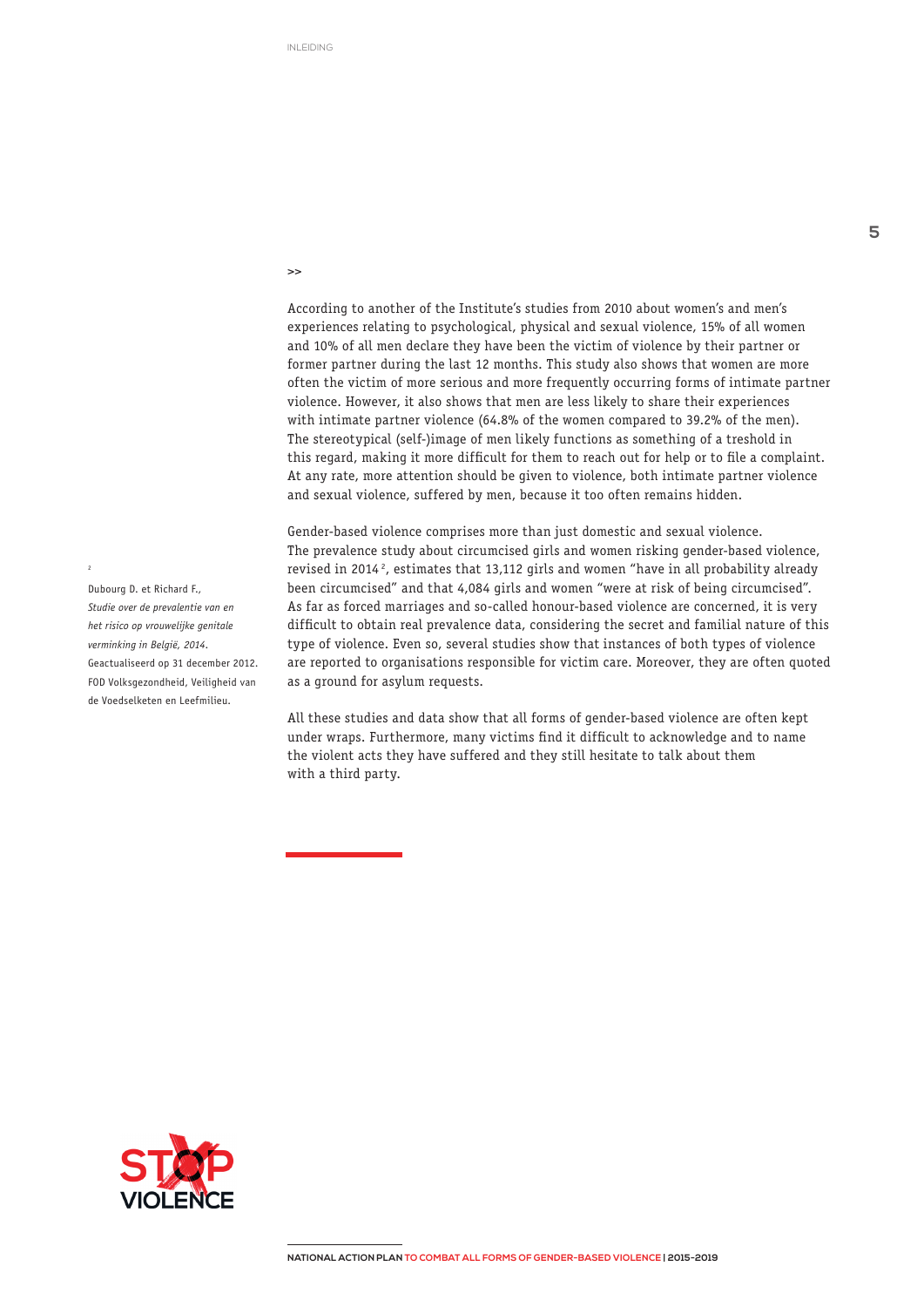>>

According to another of the Institute's studies from 2010 about women's and men's experiences relating to psychological, physical and sexual violence, 15% of all women and 10% of all men declare they have been the victim of violence by their partner or former partner during the last 12 months. This study also shows that women are more often the victim of more serious and more frequently occurring forms of intimate partner violence. However, it also shows that men are less likely to share their experiences with intimate partner violence (64.8% of the women compared to 39.2% of the men). The stereotypical (self-)image of men likely functions as something of a treshold in this regard, making it more difficult for them to reach out for help or to file a complaint. At any rate, more attention should be given to violence, both intimate partner violence and sexual violence, suffered by men, because it too often remains hidden.

Gender-based violence comprises more than just domestic and sexual violence. The prevalence study about circumcised girls and women risking gender-based violence, revised in 2014[2], estimates that 13,112 girls and women "have in all probability already been circumcised" and that 4,084 girls and women "were at risk of being circumcised". As far as forced marriages and so-called honour-based violence are concerned, it is very difficult to obtain real prevalence data, considering the secret and familial nature of this type of violence. Even so, several studies show that instances of both types of violence are reported to organisations responsible for victim care. Moreover, they are often quoted as a ground for asylum requests.

All these studies and data show that all forms of gender-based violence are often kept under wraps. Furthermore, many victims find it difficult to acknowledge and to name the violent acts they have suffered and they still hesitate to talk about them with a third party.

[2] Dubourg D. et Richard F., *Studie over de prevalentie van en het risico op vrouwelijke genitale verminking in België, 2014*. Geactualiseerd op 31 december 2012. FOD Volksgezondheid, Veiligheid van de Voedselketen en Leefmilieu.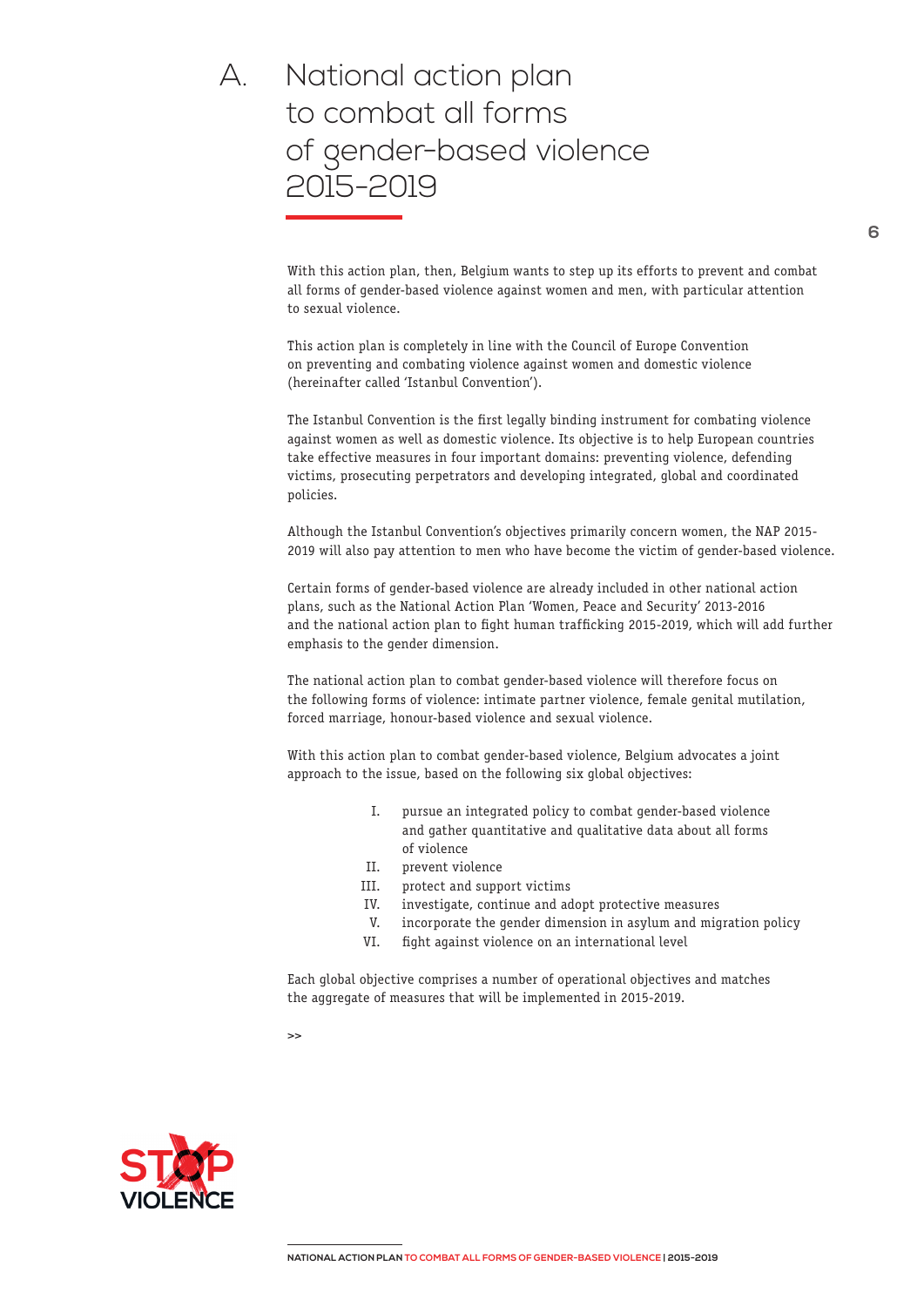# A. National action plan to combat all forms of gender-based violence 2015-2019

With this action plan, then, Belgium wants to step up its efforts to prevent and combat all forms of gender-based violence against women and men, with particular attention to sexual violence.

This action plan is completely in line with the Council of Europe Convention on preventing and combating violence against women and domestic violence (hereinafter called 'Istanbul Convention').

The Istanbul Convention is the first legally binding instrument for combating violence against women as well as domestic violence. Its objective is to help European countries take effective measures in four important domains: preventing violence, defending victims, prosecuting perpetrators and developing integrated, global and coordinated policies.

Although the Istanbul Convention's objectives primarily concern women, the NAP 2015-2019 will also pay attention to men who have become the victim of gender-based violence.

Certain forms of gender-based violence are already included in other national action plans, such as the National Action Plan 'Women, Peace and Security' 2013-2016 and the national action plan to fight human trafficking 2015-2019, which will add further emphasis to the gender dimension.

The national action plan to combat gender-based violence will therefore focus on the following forms of violence: intimate partner violence, female genital mutilation, forced marriage, honour-based violence and sexual violence.

With this action plan to combat gender-based violence, Belgium advocates a joint approach to the issue, based on the following six global objectives:

I. pursue an integrated policy to combat gender-based violence and gather quantitative and qualitative data about all forms of violence
II. prevent violence
III. protect and support victims
IV. investigate, continue and adopt protective measures
V. incorporate the gender dimension in asylum and migration policy
VI. fight against violence on an international level

Each global objective comprises a number of operational objectives and matches the aggregate of measures that will be implemented in 2015-2019.

>>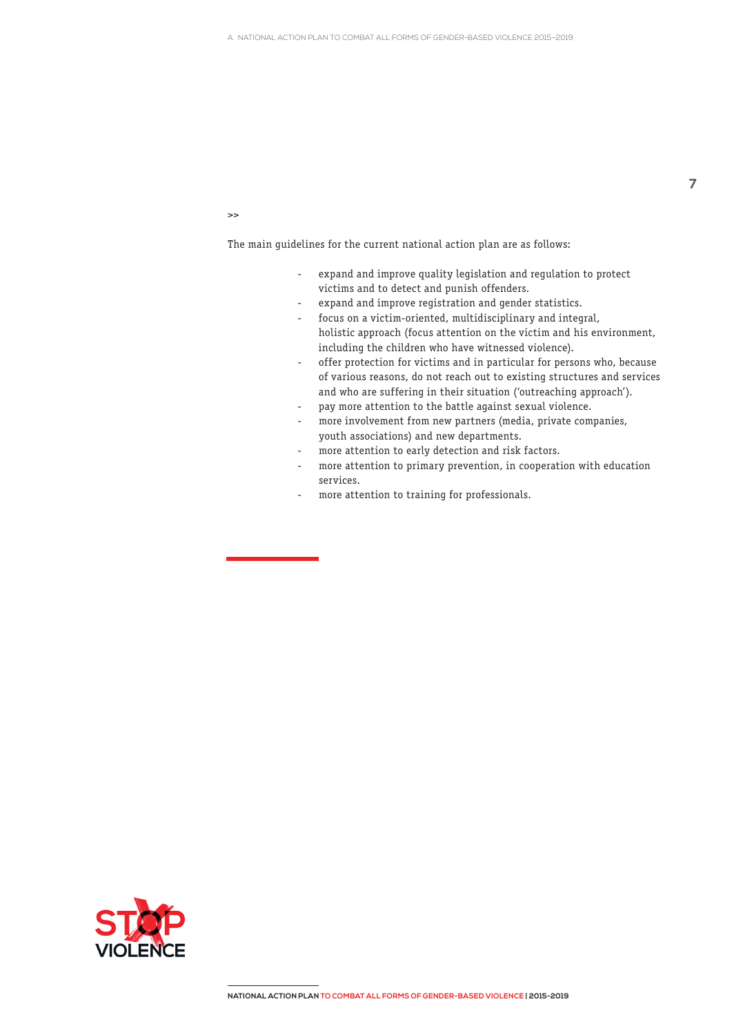>>

The main guidelines for the current national action plan are as follows:

- expand and improve quality legislation and regulation to protect victims and to detect and punish offenders.
- expand and improve registration and gender statistics.
- focus on a victim-oriented, multidisciplinary and integral, holistic approach (focus attention on the victim and his environment, including the children who have witnessed violence).
- offer protection for victims and in particular for persons who, because of various reasons, do not reach out to existing structures and services and who are suffering in their situation ('outreaching approach').
- pay more attention to the battle against sexual violence.
- more involvement from new partners (media, private companies, youth associations) and new departments.
- more attention to early detection and risk factors.
- more attention to primary prevention, in cooperation with education services.
- more attention to training for professionals.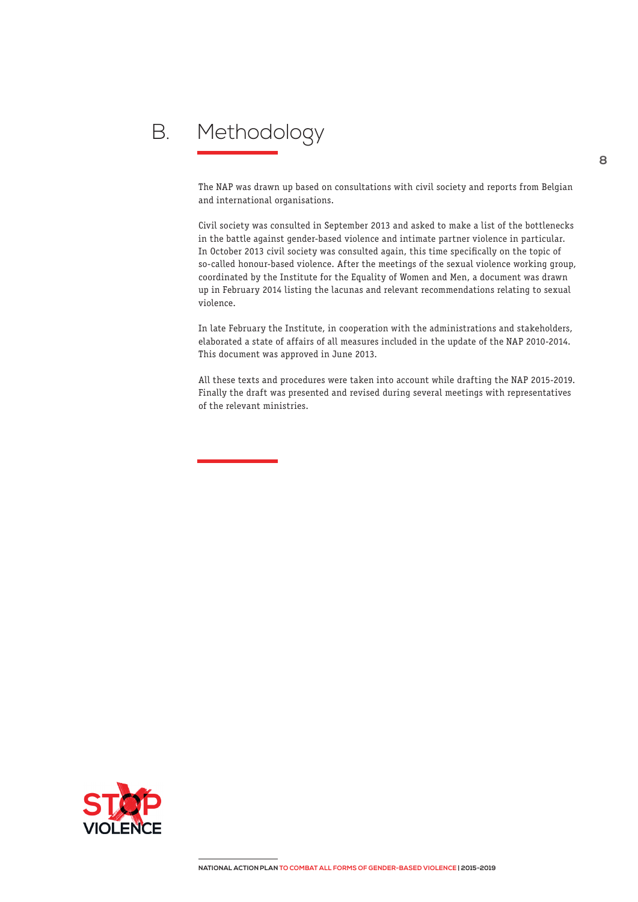## B. Methodology

The NAP was drawn up based on consultations with civil society and reports from Belgian and international organisations.

Civil society was consulted in September 2013 and asked to make a list of the bottlenecks in the battle against gender-based violence and intimate partner violence in particular. In October 2013 civil society was consulted again, this time specifically on the topic of so-called honour-based violence. After the meetings of the sexual violence working group, coordinated by the Institute for the Equality of Women and Men, a document was drawn up in February 2014 listing the lacunas and relevant recommendations relating to sexual violence.

In late February the Institute, in cooperation with the administrations and stakeholders, elaborated a state of affairs of all measures included in the update of the NAP 2010-2014. This document was approved in June 2013.

All these texts and procedures were taken into account while drafting the NAP 2015-2019. Finally the draft was presented and revised during several meetings with representatives of the relevant ministries.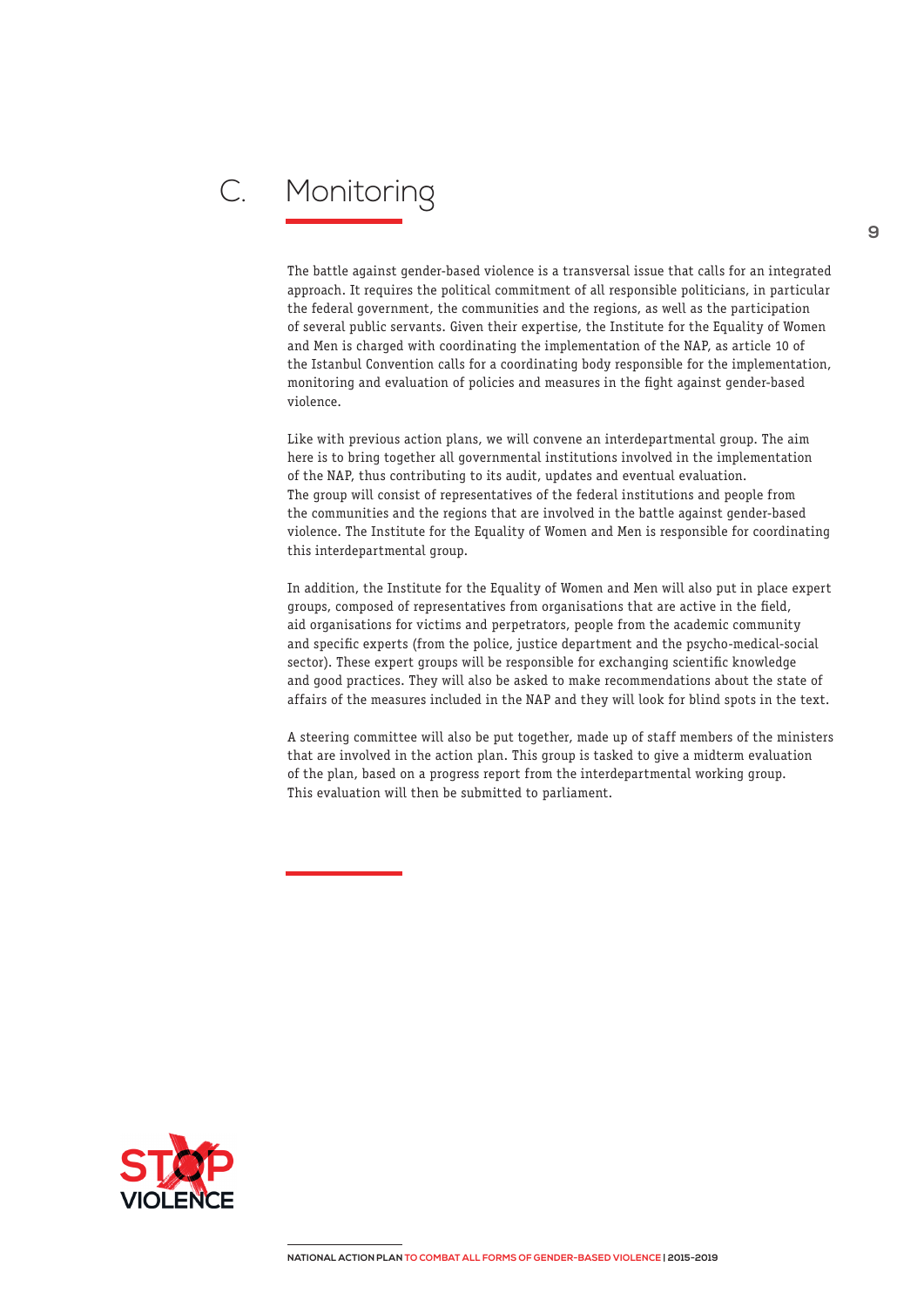## C. Monitoring

The battle against gender-based violence is a transversal issue that calls for an integrated approach. It requires the political commitment of all responsible politicians, in particular the federal government, the communities and the regions, as well as the participation of several public servants. Given their expertise, the Institute for the Equality of Women and Men is charged with coordinating the implementation of the NAP, as article 10 of the Istanbul Convention calls for a coordinating body responsible for the implementation, monitoring and evaluation of policies and measures in the fight against gender-based violence.

Like with previous action plans, we will convene an interdepartmental group. The aim here is to bring together all governmental institutions involved in the implementation of the NAP, thus contributing to its audit, updates and eventual evaluation. The group will consist of representatives of the federal institutions and people from the communities and the regions that are involved in the battle against gender-based violence. The Institute for the Equality of Women and Men is responsible for coordinating this interdepartmental group.

In addition, the Institute for the Equality of Women and Men will also put in place expert groups, composed of representatives from organisations that are active in the field, aid organisations for victims and perpetrators, people from the academic community and specific experts (from the police, justice department and the psycho-medical-social sector). These expert groups will be responsible for exchanging scientific knowledge and good practices. They will also be asked to make recommendations about the state of affairs of the measures included in the NAP and they will look for blind spots in the text.

A steering committee will also be put together, made up of staff members of the ministers that are involved in the action plan. This group is tasked to give a midterm evaluation of the plan, based on a progress report from the interdepartmental working group. This evaluation will then be submitted to parliament.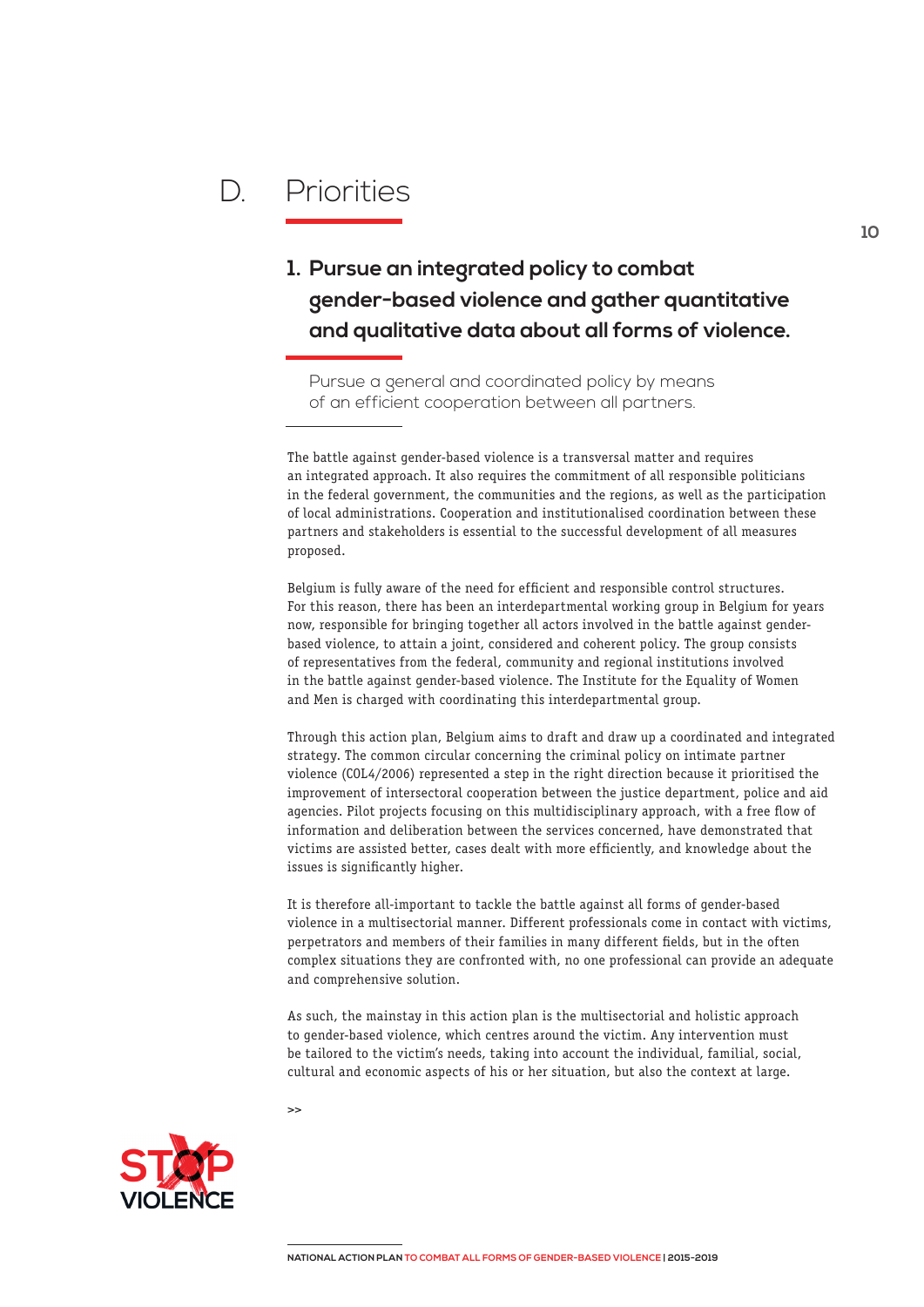# D. Priorities

## 1. Pursue an integrated policy to combat gender-based violence and gather quantitative and qualitative data about all forms of violence.

Pursue a general and coordinated policy by means of an efficient cooperation between all partners.

The battle against gender-based violence is a transversal matter and requires an integrated approach. It also requires the commitment of all responsible politicians in the federal government, the communities and the regions, as well as the participation of local administrations. Cooperation and institutionalised coordination between these partners and stakeholders is essential to the successful development of all measures proposed.

Belgium is fully aware of the need for efficient and responsible control structures. For this reason, there has been an interdepartmental working group in Belgium for years now, responsible for bringing together all actors involved in the battle against gender-based violence, to attain a joint, considered and coherent policy. The group consists of representatives from the federal, community and regional institutions involved in the battle against gender-based violence. The Institute for the Equality of Women and Men is charged with coordinating this interdepartmental group.

Through this action plan, Belgium aims to draft and draw up a coordinated and integrated strategy. The common circular concerning the criminal policy on intimate partner violence (COL4/2006) represented a step in the right direction because it prioritised the improvement of intersectoral cooperation between the justice department, police and aid agencies. Pilot projects focusing on this multidisciplinary approach, with a free flow of information and deliberation between the services concerned, have demonstrated that victims are assisted better, cases dealt with more efficiently, and knowledge about the issues is significantly higher.

It is therefore all-important to tackle the battle against all forms of gender-based violence in a multisectorial manner. Different professionals come in contact with victims, perpetrators and members of their families in many different fields, but in the often complex situations they are confronted with, no one professional can provide an adequate and comprehensive solution.

As such, the mainstay in this action plan is the multisectorial and holistic approach to gender-based violence, which centres around the victim. Any intervention must be tailored to the victim's needs, taking into account the individual, familial, social, cultural and economic aspects of his or her situation, but also the context at large.

>>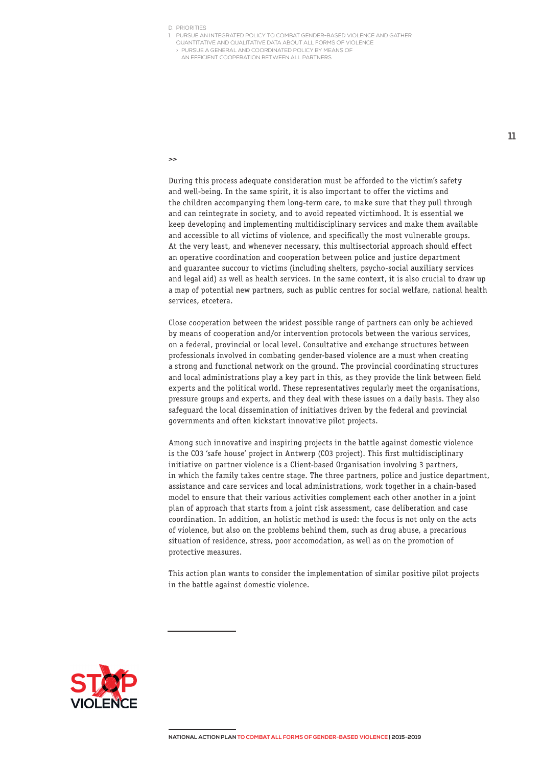>>

During this process adequate consideration must be afforded to the victim's safety and well-being. In the same spirit, it is also important to offer the victims and the children accompanying them long-term care, to make sure that they pull through and can reintegrate in society, and to avoid repeated victimhood. It is essential we keep developing and implementing multidisciplinary services and make them available and accessible to all victims of violence, and specifically the most vulnerable groups. At the very least, and whenever necessary, this multisectorial approach should effect an operative coordination and cooperation between police and justice department and guarantee succour to victims (including shelters, psycho-social auxiliary services and legal aid) as well as health services. In the same context, it is also crucial to draw up a map of potential new partners, such as public centres for social welfare, national health services, etcetera.

Close cooperation between the widest possible range of partners can only be achieved by means of cooperation and/or intervention protocols between the various services, on a federal, provincial or local level. Consultative and exchange structures between professionals involved in combating gender-based violence are a must when creating a strong and functional network on the ground. The provincial coordinating structures and local administrations play a key part in this, as they provide the link between field experts and the political world. These representatives regularly meet the organisations, pressure groups and experts, and they deal with these issues on a daily basis. They also safeguard the local dissemination of initiatives driven by the federal and provincial governments and often kickstart innovative pilot projects.

Among such innovative and inspiring projects in the battle against domestic violence is the CO3 'safe house' project in Antwerp (CO3 project). This first multidisciplinary initiative on partner violence is a Client-based Organisation involving 3 partners, in which the family takes centre stage. The three partners, police and justice department, assistance and care services and local administrations, work together in a chain-based model to ensure that their various activities complement each other another in a joint plan of approach that starts from a joint risk assessment, case deliberation and case coordination. In addition, an holistic method is used: the focus is not only on the acts of violence, but also on the problems behind them, such as drug abuse, a precarious situation of residence, stress, poor accomodation, as well as on the promotion of protective measures.

This action plan wants to consider the implementation of similar positive pilot projects in the battle against domestic violence.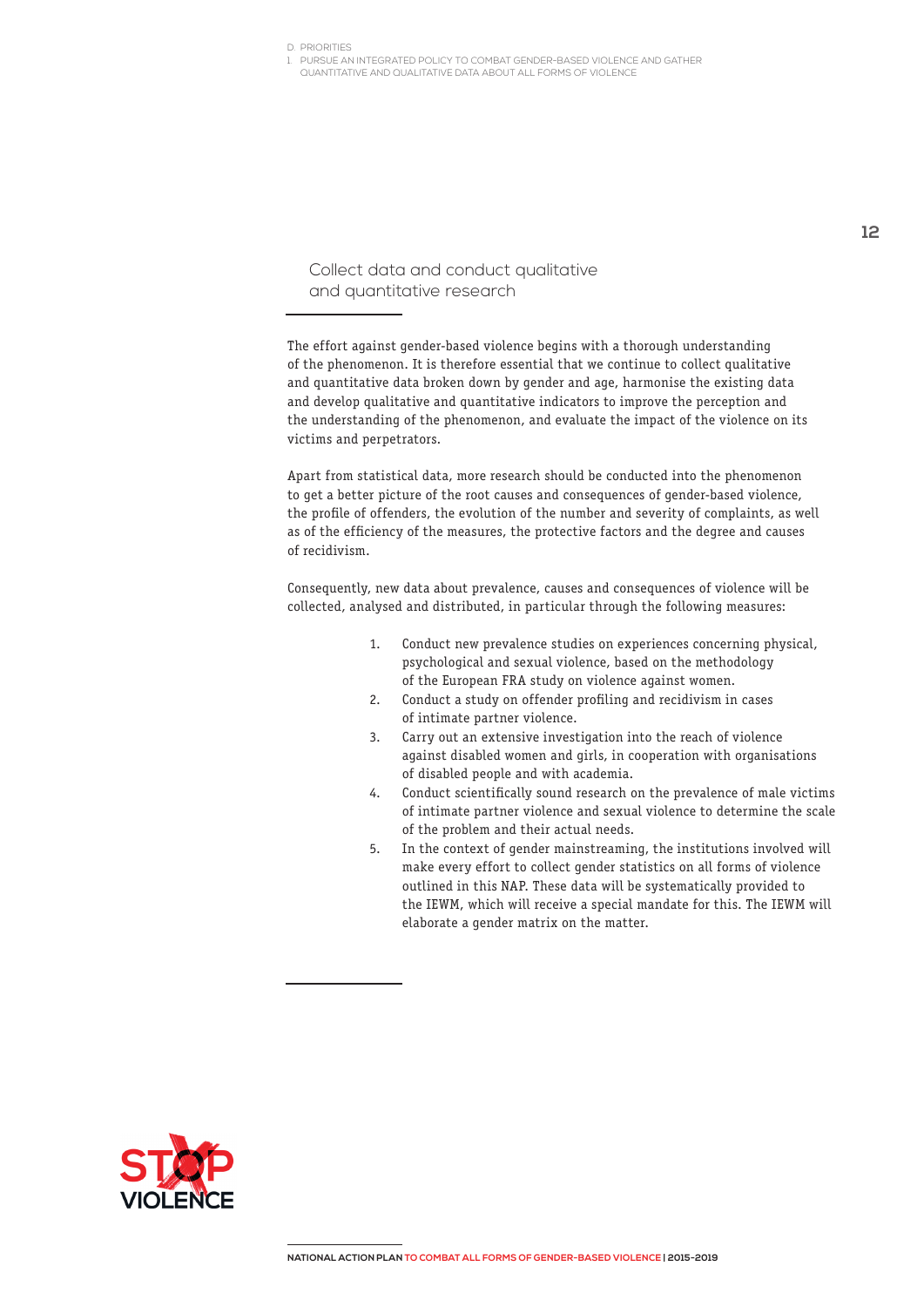## Collect data and conduct qualitative and quantitative research

The effort against gender-based violence begins with a thorough understanding of the phenomenon. It is therefore essential that we continue to collect qualitative and quantitative data broken down by gender and age, harmonise the existing data and develop qualitative and quantitative indicators to improve the perception and the understanding of the phenomenon, and evaluate the impact of the violence on its victims and perpetrators.

Apart from statistical data, more research should be conducted into the phenomenon to get a better picture of the root causes and consequences of gender-based violence, the profile of offenders, the evolution of the number and severity of complaints, as well as of the efficiency of the measures, the protective factors and the degree and causes of recidivism.

Consequently, new data about prevalence, causes and consequences of violence will be collected, analysed and distributed, in particular through the following measures:

1. Conduct new prevalence studies on experiences concerning physical, psychological and sexual violence, based on the methodology of the European FRA study on violence against women.
2. Conduct a study on offender profiling and recidivism in cases of intimate partner violence.
3. Carry out an extensive investigation into the reach of violence against disabled women and girls, in cooperation with organisations of disabled people and with academia.
4. Conduct scientifically sound research on the prevalence of male victims of intimate partner violence and sexual violence to determine the scale of the problem and their actual needs.
5. In the context of gender mainstreaming, the institutions involved will make every effort to collect gender statistics on all forms of violence outlined in this NAP. These data will be systematically provided to the IEWM, which will receive a special mandate for this. The IEWM will elaborate a gender matrix on the matter.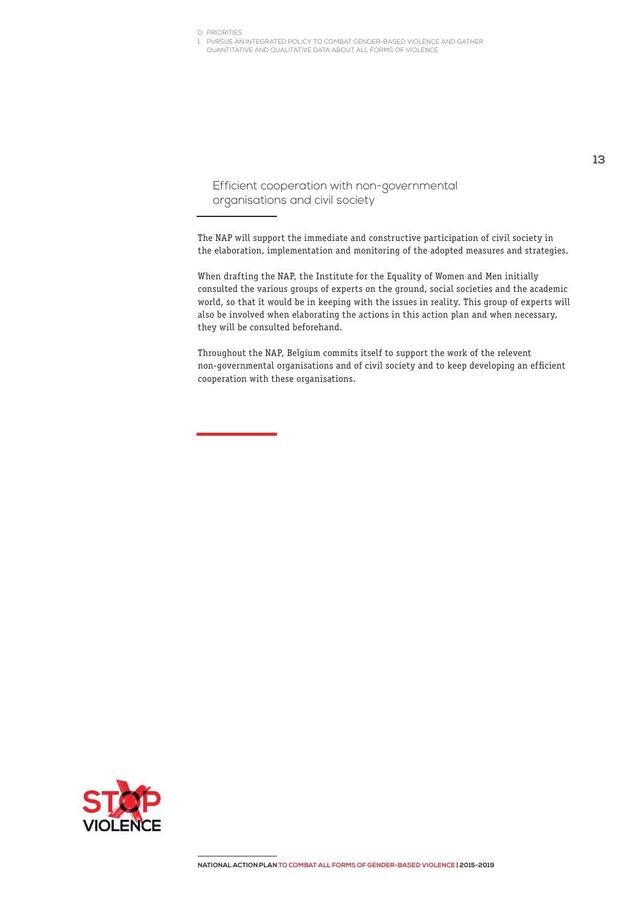## Efficient cooperation with non-governmental organisations and civil society

The NAP will support the immediate and constructive participation of civil society in the elaboration, implementation and monitoring of the adopted measures and strategies.

When drafting the NAP, the Institute for the Equality of Women and Men initially consulted the various groups of experts on the ground, social societies and the academic world, so that it would be in keeping with the issues in reality. This group of experts will also be involved when elaborating the actions in this action plan and when necessary, they will be consulted beforehand.

Throughout the NAP, Belgium commits itself to support the work of the relevent non-governmental organisations and of civil society and to keep developing an efficient cooperation with these organisations.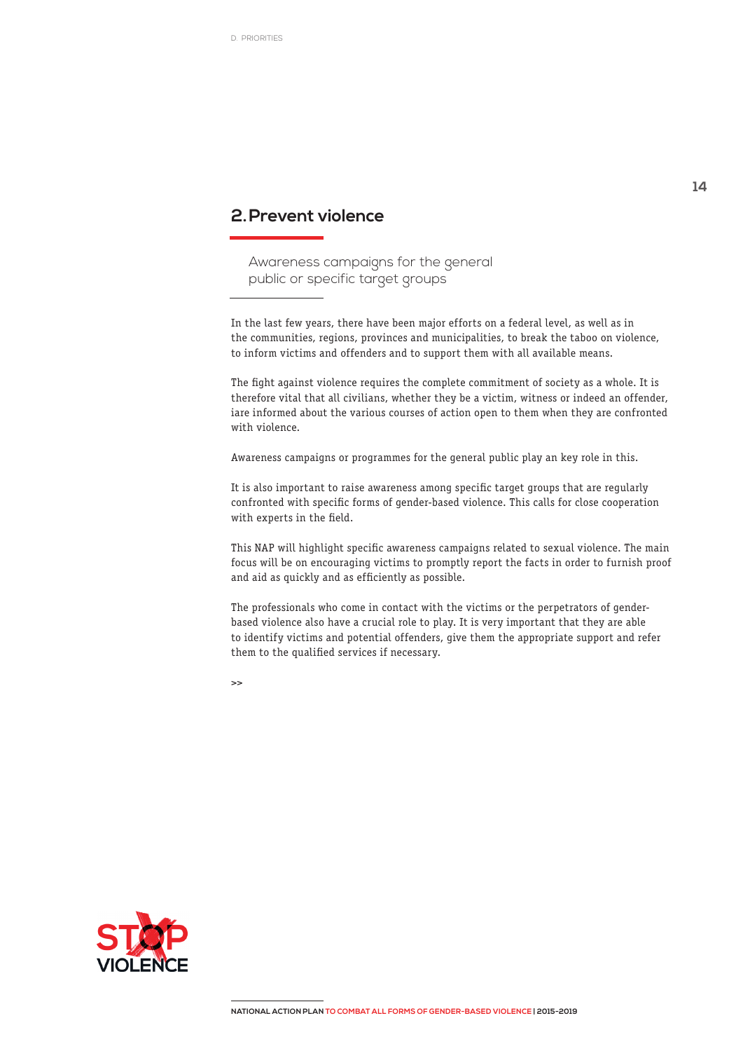## 2. Prevent violence

### Awareness campaigns for the general public or specific target groups

In the last few years, there have been major efforts on a federal level, as well as in the communities, regions, provinces and municipalities, to break the taboo on violence, to inform victims and offenders and to support them with all available means.

The fight against violence requires the complete commitment of society as a whole. It is therefore vital that all civilians, whether they be a victim, witness or indeed an offender, iare informed about the various courses of action open to them when they are confronted with violence.

Awareness campaigns or programmes for the general public play an key role in this.

It is also important to raise awareness among specific target groups that are regularly confronted with specific forms of gender-based violence. This calls for close cooperation with experts in the field.

This NAP will highlight specific awareness campaigns related to sexual violence. The main focus will be on encouraging victims to promptly report the facts in order to furnish proof and aid as quickly and as efficiently as possible.

The professionals who come in contact with the victims or the perpetrators of gender-based violence also have a crucial role to play. It is very important that they are able to identify victims and potential offenders, give them the appropriate support and refer them to the qualified services if necessary.

>>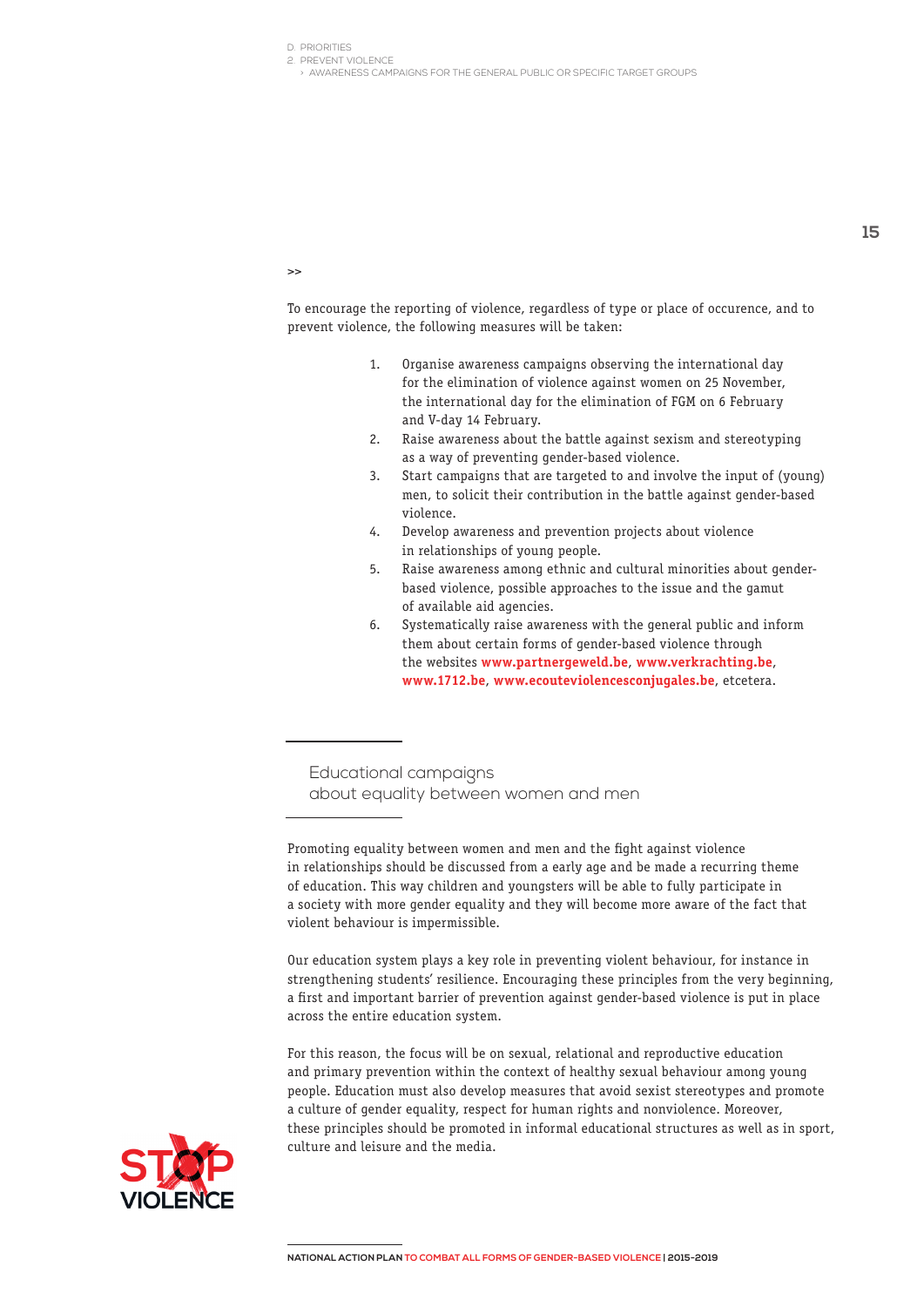>>

To encourage the reporting of violence, regardless of type or place of occurence, and to prevent violence, the following measures will be taken:

1. Organise awareness campaigns observing the international day for the elimination of violence against women on 25 November, the international day for the elimination of FGM on 6 February and V-day 14 February.
2. Raise awareness about the battle against sexism and stereotyping as a way of preventing gender-based violence.
3. Start campaigns that are targeted to and involve the input of (young) men, to solicit their contribution in the battle against gender-based violence.
4. Develop awareness and prevention projects about violence in relationships of young people.
5. Raise awareness among ethnic and cultural minorities about gender-based violence, possible approaches to the issue and the gamut of available aid agencies.
6. Systematically raise awareness with the general public and inform them about certain forms of gender-based violence through the websites **www.partnergeweld.be**, **www.verkrachting.be**, **www.1712.be**, **www.ecouteviolencesconjugales.be**, etcetera.

## Educational campaigns about equality between women and men

Promoting equality between women and men and the fight against violence in relationships should be discussed from a early age and be made a recurring theme of education. This way children and youngsters will be able to fully participate in a society with more gender equality and they will become more aware of the fact that violent behaviour is impermissible.

Our education system plays a key role in preventing violent behaviour, for instance in strengthening students' resilience. Encouraging these principles from the very beginning, a first and important barrier of prevention against gender-based violence is put in place across the entire education system.

For this reason, the focus will be on sexual, relational and reproductive education and primary prevention within the context of healthy sexual behaviour among young people. Education must also develop measures that avoid sexist stereotypes and promote a culture of gender equality, respect for human rights and nonviolence. Moreover, these principles should be promoted in informal educational structures as well as in sport, culture and leisure and the media.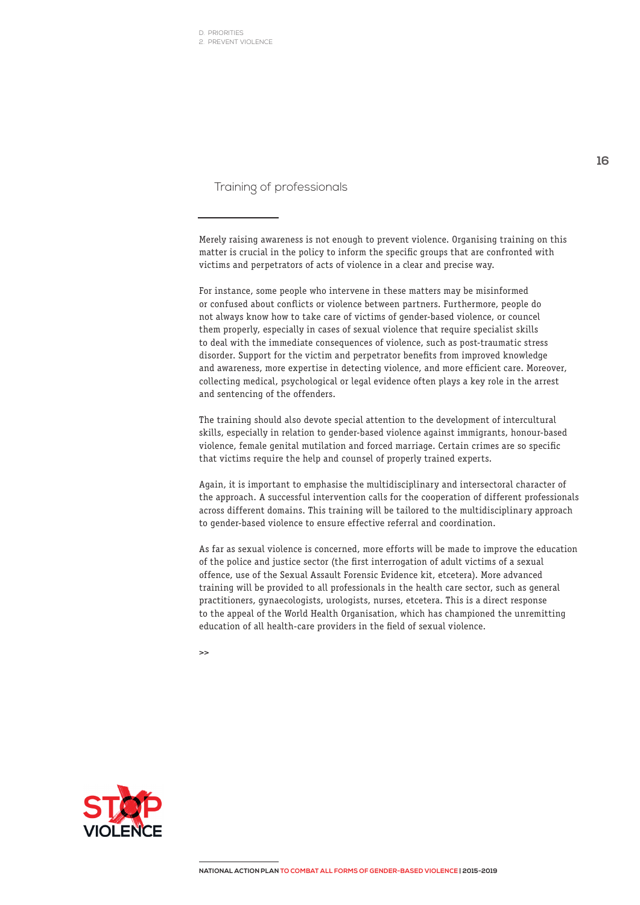## Training of professionals

Merely raising awareness is not enough to prevent violence. Organising training on this matter is crucial in the policy to inform the specific groups that are confronted with victims and perpetrators of acts of violence in a clear and precise way.

For instance, some people who intervene in these matters may be misinformed or confused about conflicts or violence between partners. Furthermore, people do not always know how to take care of victims of gender-based violence, or councel them properly, especially in cases of sexual violence that require specialist skills to deal with the immediate consequences of violence, such as post-traumatic stress disorder. Support for the victim and perpetrator benefits from improved knowledge and awareness, more expertise in detecting violence, and more efficient care. Moreover, collecting medical, psychological or legal evidence often plays a key role in the arrest and sentencing of the offenders.

The training should also devote special attention to the development of intercultural skills, especially in relation to gender-based violence against immigrants, honour-based violence, female genital mutilation and forced marriage. Certain crimes are so specific that victims require the help and counsel of properly trained experts.

Again, it is important to emphasise the multidisciplinary and intersectoral character of the approach. A successful intervention calls for the cooperation of different professionals across different domains. This training will be tailored to the multidisciplinary approach to gender-based violence to ensure effective referral and coordination.

As far as sexual violence is concerned, more efforts will be made to improve the education of the police and justice sector (the first interrogation of adult victims of a sexual offence, use of the Sexual Assault Forensic Evidence kit, etcetera). More advanced training will be provided to all professionals in the health care sector, such as general practitioners, gynaecologists, urologists, nurses, etcetera. This is a direct response to the appeal of the World Health Organisation, which has championed the unremitting education of all health-care providers in the field of sexual violence.

>>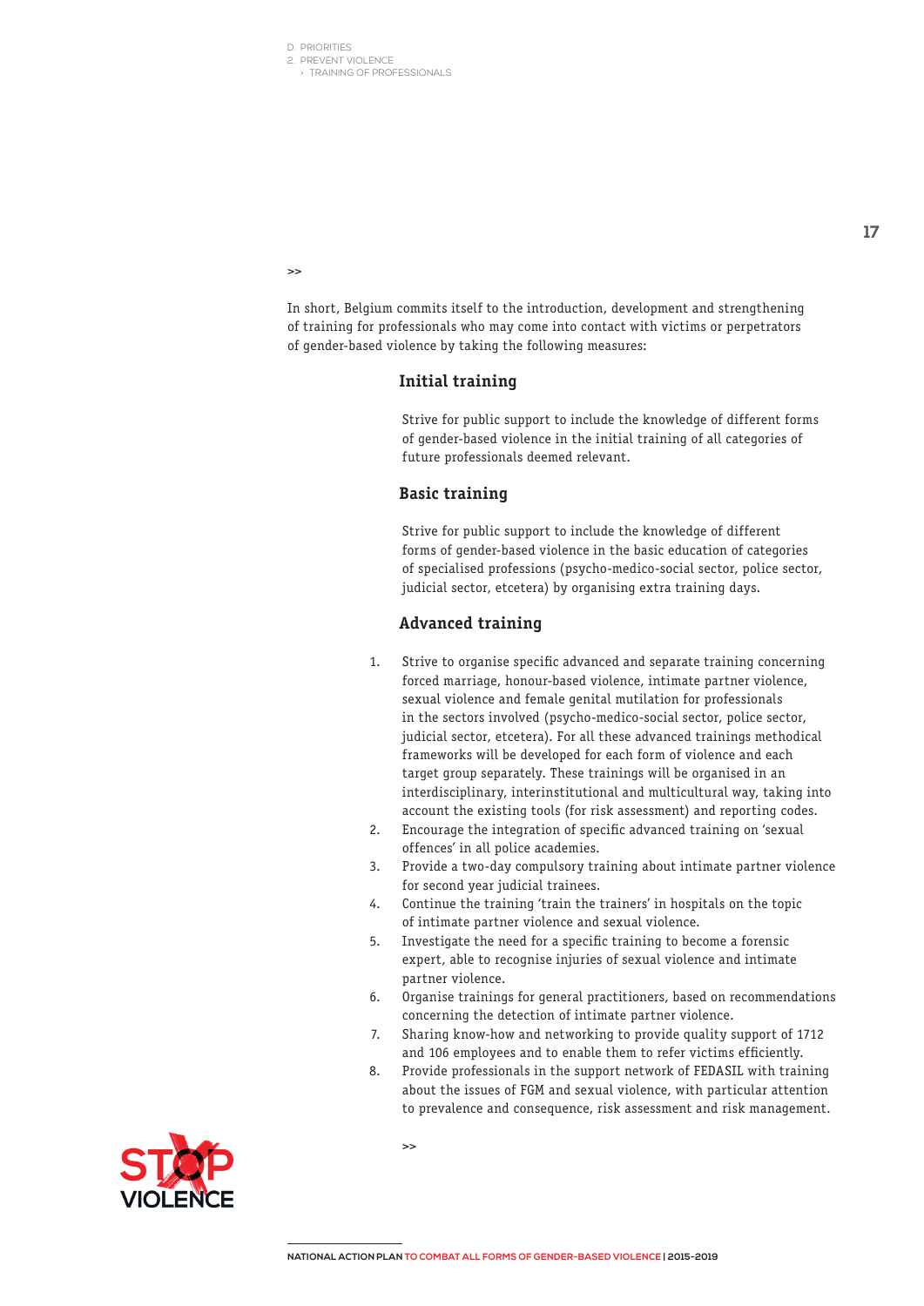>>

In short, Belgium commits itself to the introduction, development and strengthening of training for professionals who may come into contact with victims or perpetrators of gender-based violence by taking the following measures:

### Initial training

Strive for public support to include the knowledge of different forms of gender-based violence in the initial training of all categories of future professionals deemed relevant.

### Basic training

Strive for public support to include the knowledge of different forms of gender-based violence in the basic education of categories of specialised professions (psycho-medico-social sector, police sector, judicial sector, etcetera) by organising extra training days.

### Advanced training

1. Strive to organise specific advanced and separate training concerning forced marriage, honour-based violence, intimate partner violence, sexual violence and female genital mutilation for professionals in the sectors involved (psycho-medico-social sector, police sector, judicial sector, etcetera). For all these advanced trainings methodical frameworks will be developed for each form of violence and each target group separately. These trainings will be organised in an interdisciplinary, interinstitutional and multicultural way, taking into account the existing tools (for risk assessment) and reporting codes.
2. Encourage the integration of specific advanced training on 'sexual offences' in all police academies.
3. Provide a two-day compulsory training about intimate partner violence for second year judicial trainees.
4. Continue the training 'train the trainers' in hospitals on the topic of intimate partner violence and sexual violence.
5. Investigate the need for a specific training to become a forensic expert, able to recognise injuries of sexual violence and intimate partner violence.
6. Organise trainings for general practitioners, based on recommendations concerning the detection of intimate partner violence.
7. Sharing know-how and networking to provide quality support of 1712 and 106 employees and to enable them to refer victims efficiently.
8. Provide professionals in the support network of FEDASIL with training about the issues of FGM and sexual violence, with particular attention to prevalence and consequence, risk assessment and risk management.

>>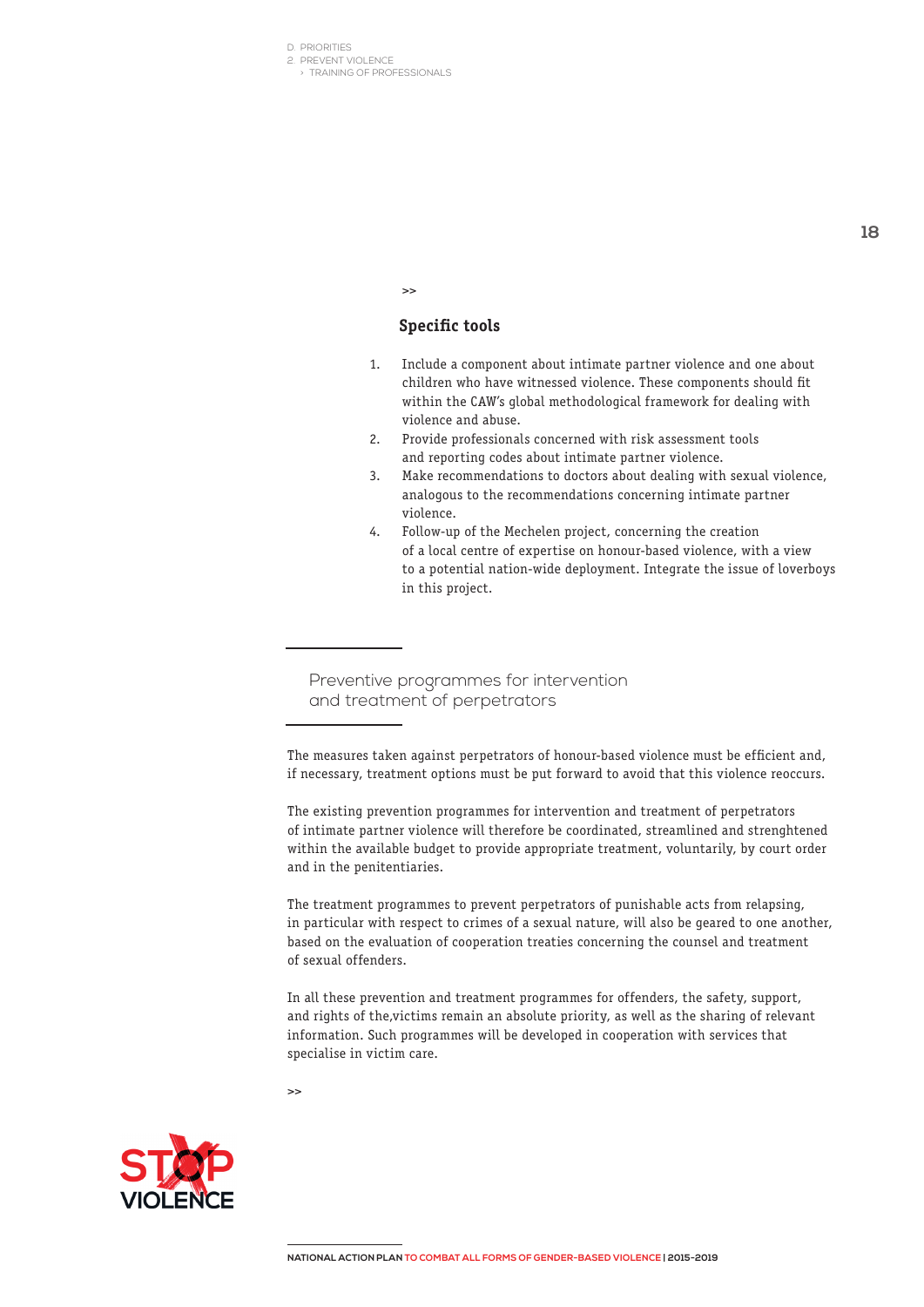>>

### Specific tools

1. Include a component about intimate partner violence and one about children who have witnessed violence. These components should fit within the CAW's global methodological framework for dealing with violence and abuse.
2. Provide professionals concerned with risk assessment tools and reporting codes about intimate partner violence.
3. Make recommendations to doctors about dealing with sexual violence, analogous to the recommendations concerning intimate partner violence.
4. Follow-up of the Mechelen project, concerning the creation of a local centre of expertise on honour-based violence, with a view to a potential nation-wide deployment. Integrate the issue of loverboys in this project.

## Preventive programmes for intervention and treatment of perpetrators

The measures taken against perpetrators of honour-based violence must be efficient and, if necessary, treatment options must be put forward to avoid that this violence reoccurs.

The existing prevention programmes for intervention and treatment of perpetrators of intimate partner violence will therefore be coordinated, streamlined and strenghtened within the available budget to provide appropriate treatment, voluntarily, by court order and in the penitentiaries.

The treatment programmes to prevent perpetrators of punishable acts from relapsing, in particular with respect to crimes of a sexual nature, will also be geared to one another, based on the evaluation of cooperation treaties concerning the counsel and treatment of sexual offenders.

In all these prevention and treatment programmes for offenders, the safety, support, and rights of the,victims remain an absolute priority, as well as the sharing of relevant information. Such programmes will be developed in cooperation with services that specialise in victim care.

>>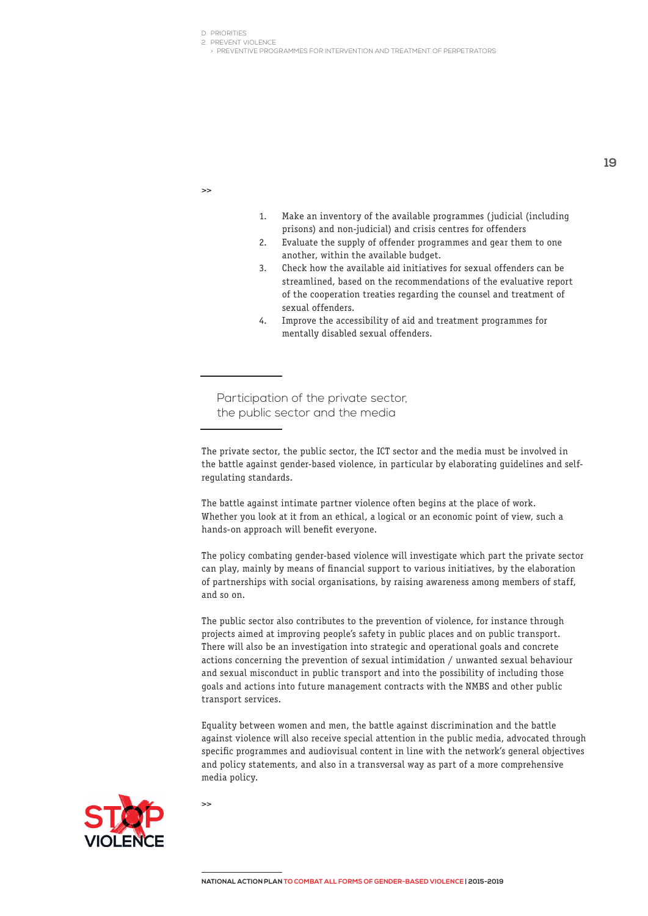1. Make an inventory of the available programmes (judicial (including prisons) and non-judicial) and crisis centres for offenders
2. Evaluate the supply of offender programmes and gear them to one another, within the available budget.
3. Check how the available aid initiatives for sexual offenders can be streamlined, based on the recommendations of the evaluative report of the cooperation treaties regarding the counsel and treatment of sexual offenders.
4. Improve the accessibility of aid and treatment programmes for mentally disabled sexual offenders.

## Participation of the private sector, the public sector and the media

The private sector, the public sector, the ICT sector and the media must be involved in the battle against gender-based violence, in particular by elaborating guidelines and self-regulating standards.

The battle against intimate partner violence often begins at the place of work. Whether you look at it from an ethical, a logical or an economic point of view, such a hands-on approach will benefit everyone.

The policy combating gender-based violence will investigate which part the private sector can play, mainly by means of financial support to various initiatives, by the elaboration of partnerships with social organisations, by raising awareness among members of staff, and so on.

The public sector also contributes to the prevention of violence, for instance through projects aimed at improving people's safety in public places and on public transport. There will also be an investigation into strategic and operational goals and concrete actions concerning the prevention of sexual intimidation / unwanted sexual behaviour and sexual misconduct in public transport and into the possibility of including those goals and actions into future management contracts with the NMBS and other public transport services.

Equality between women and men, the battle against discrimination and the battle against violence will also receive special attention in the public media, advocated through specific programmes and audiovisual content in line with the network's general objectives and policy statements, and also in a transversal way as part of a more comprehensive media policy.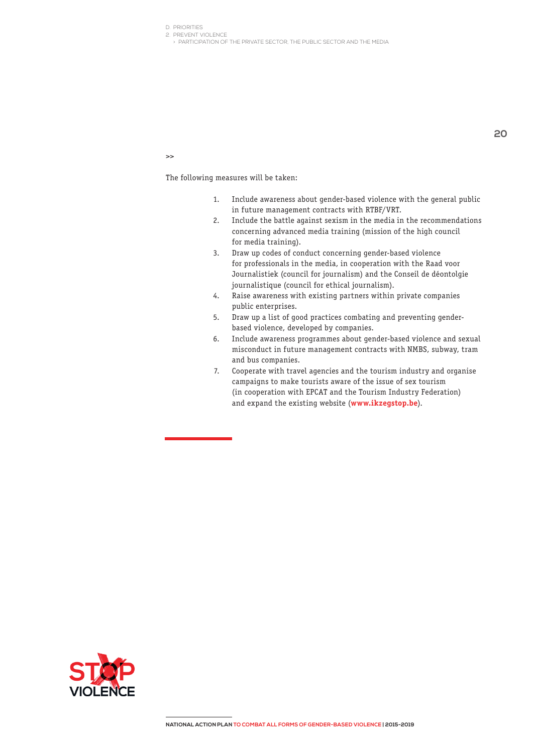>>

The following measures will be taken:

1. Include awareness about gender-based violence with the general public in future management contracts with RTBF/VRT.
2. Include the battle against sexism in the media in the recommendations concerning advanced media training (mission of the high council for media training).
3. Draw up codes of conduct concerning gender-based violence for professionals in the media, in cooperation with the Raad voor Journalistiek (council for journalism) and the Conseil de déontolgie journalistique (council for ethical journalism).
4. Raise awareness with existing partners within private companies public enterprises.
5. Draw up a list of good practices combating and preventing gender-based violence, developed by companies.
6. Include awareness programmes about gender-based violence and sexual misconduct in future management contracts with NMBS, subway, tram and bus companies.
7. Cooperate with travel agencies and the tourism industry and organise campaigns to make tourists aware of the issue of sex tourism (in cooperation with EPCAT and the Tourism Industry Federation) and expand the existing website (**www.ikzegstop.be**).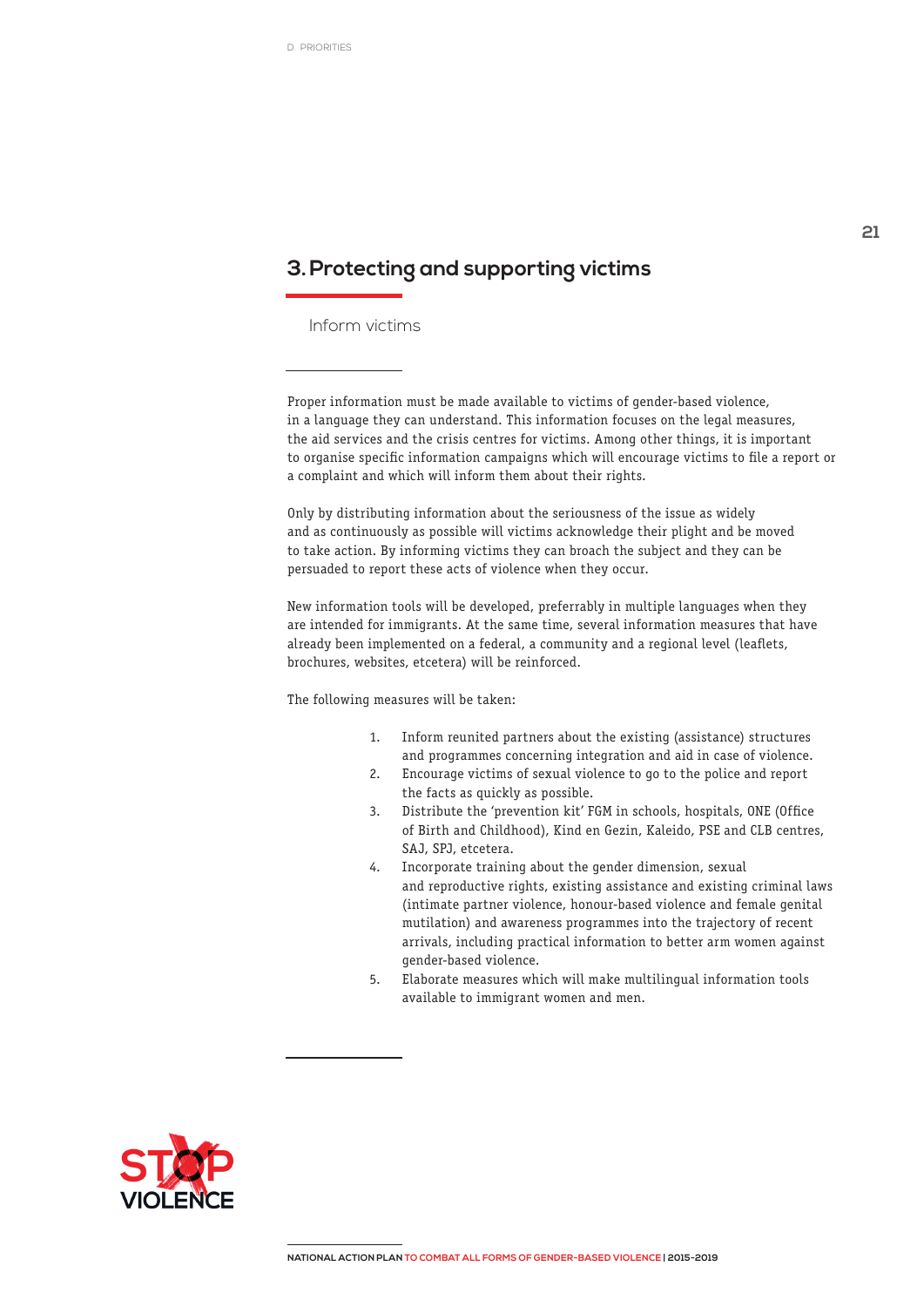## 3. Protecting and supporting victims

### Inform victims

Proper information must be made available to victims of gender-based violence, in a language they can understand. This information focuses on the legal measures, the aid services and the crisis centres for victims. Among other things, it is important to organise specific information campaigns which will encourage victims to file a report or a complaint and which will inform them about their rights.

Only by distributing information about the seriousness of the issue as widely and as continuously as possible will victims acknowledge their plight and be moved to take action. By informing victims they can broach the subject and they can be persuaded to report these acts of violence when they occur.

New information tools will be developed, preferrably in multiple languages when they are intended for immigrants. At the same time, several information measures that have already been implemented on a federal, a community and a regional level (leaflets, brochures, websites, etcetera) will be reinforced.

The following measures will be taken:

1. Inform reunited partners about the existing (assistance) structures and programmes concerning integration and aid in case of violence.
2. Encourage victims of sexual violence to go to the police and report the facts as quickly as possible.
3. Distribute the 'prevention kit' FGM in schools, hospitals, ONE (Office of Birth and Childhood), Kind en Gezin, Kaleido, PSE and CLB centres, SAJ, SPJ, etcetera.
4. Incorporate training about the gender dimension, sexual and reproductive rights, existing assistance and existing criminal laws (intimate partner violence, honour-based violence and female genital mutilation) and awareness programmes into the trajectory of recent arrivals, including practical information to better arm women against gender-based violence.
5. Elaborate measures which will make multilingual information tools available to immigrant women and men.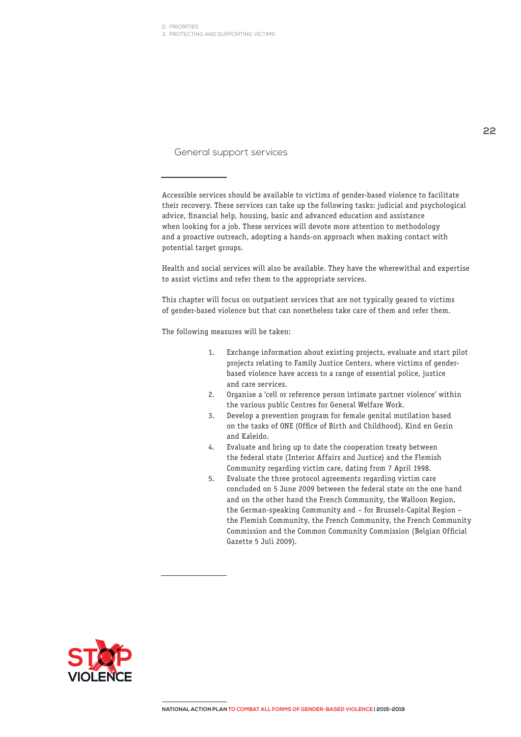## General support services

Accessible services should be available to victims of gender-based violence to facilitate their recovery. These services can take up the following tasks: judicial and psychological advice, financial help, housing, basic and advanced education and assistance when looking for a job. These services will devote more attention to methodology and a proactive outreach, adopting a hands-on approach when making contact with potential target groups.

Health and social services will also be available. They have the wherewithal and expertise to assist victims and refer them to the appropriate services.

This chapter will focus on outpatient services that are not typically geared to victims of gender-based violence but that can nonetheless take care of them and refer them.

The following measures will be taken:

1. Exchange information about existing projects, evaluate and start pilot projects relating to Family Justice Centers, where victims of gender-based violence have access to a range of essential police, justice and care services.
2. Organise a 'cell or reference person intimate partner violence' within the various public Centres for General Welfare Work.
3. Develop a prevention program for female genital mutilation based on the tasks of ONE (Office of Birth and Childhood), Kind en Gezin and Kaleido.
4. Evaluate and bring up to date the cooperation treaty between the federal state (Interior Affairs and Justice) and the Flemish Community regarding victim care, dating from 7 April 1998.
5. Evaluate the three protocol agreements regarding victim care concluded on 5 June 2009 between the federal state on the one hand and on the other hand the French Community, the Walloon Region, the German-speaking Community and – for Brussels-Capital Region – the Flemish Community, the French Community, the French Community Commission and the Common Community Commission (Belgian Official Gazette 5 Juli 2009).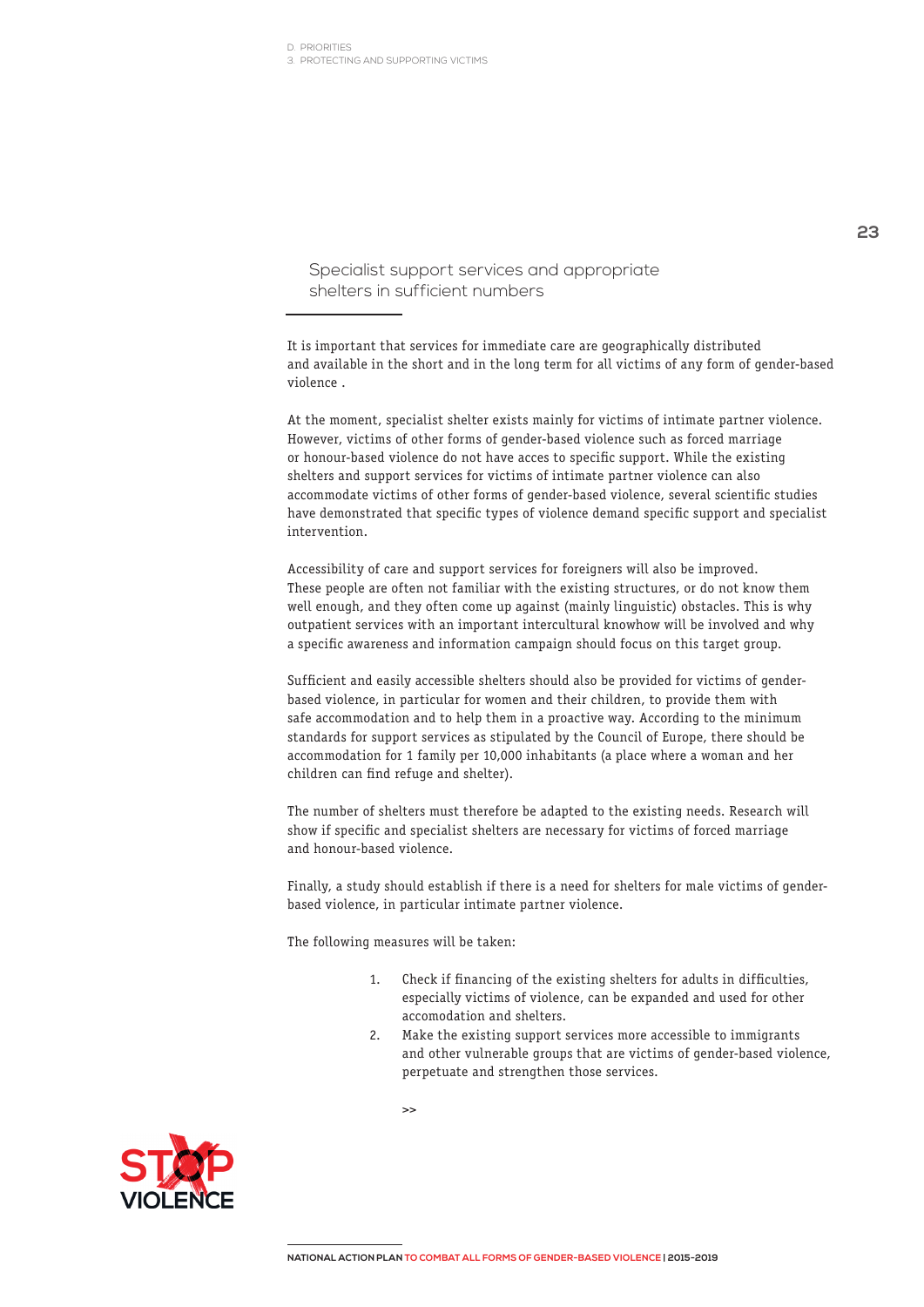## Specialist support services and appropriate shelters in sufficient numbers

It is important that services for immediate care are geographically distributed and available in the short and in the long term for all victims of any form of gender-based violence .

At the moment, specialist shelter exists mainly for victims of intimate partner violence. However, victims of other forms of gender-based violence such as forced marriage or honour-based violence do not have acces to specific support. While the existing shelters and support services for victims of intimate partner violence can also accommodate victims of other forms of gender-based violence, several scientific studies have demonstrated that specific types of violence demand specific support and specialist intervention.

Accessibility of care and support services for foreigners will also be improved. These people are often not familiar with the existing structures, or do not know them well enough, and they often come up against (mainly linguistic) obstacles. This is why outpatient services with an important intercultural knowhow will be involved and why a specific awareness and information campaign should focus on this target group.

Sufficient and easily accessible shelters should also be provided for victims of gender-based violence, in particular for women and their children, to provide them with safe accommodation and to help them in a proactive way. According to the minimum standards for support services as stipulated by the Council of Europe, there should be accommodation for 1 family per 10,000 inhabitants (a place where a woman and her children can find refuge and shelter).

The number of shelters must therefore be adapted to the existing needs. Research will show if specific and specialist shelters are necessary for victims of forced marriage and honour-based violence.

Finally, a study should establish if there is a need for shelters for male victims of gender-based violence, in particular intimate partner violence.

The following measures will be taken:

1. Check if financing of the existing shelters for adults in difficulties, especially victims of violence, can be expanded and used for other accomodation and shelters.
2. Make the existing support services more accessible to immigrants and other vulnerable groups that are victims of gender-based violence, perpetuate and strengthen those services.

>>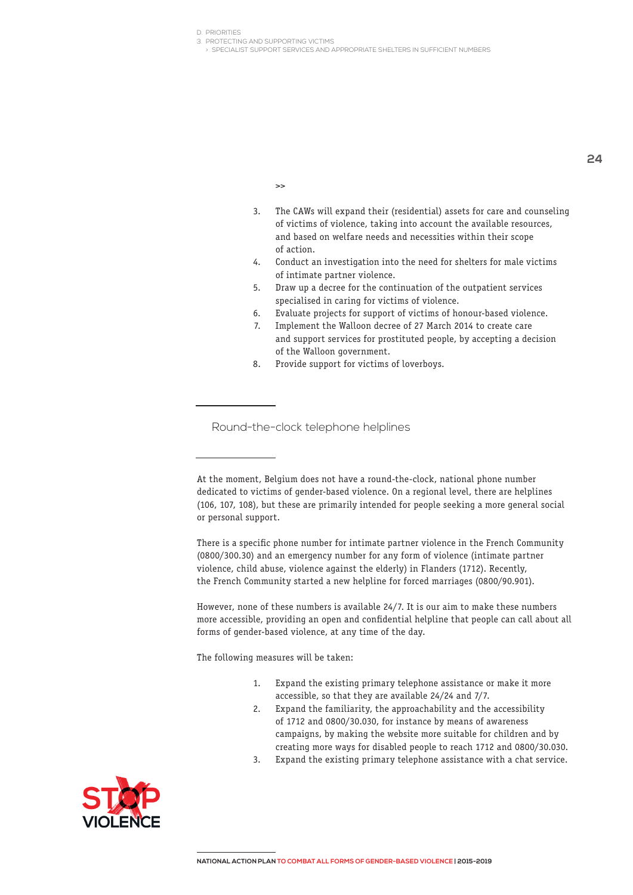>>

3. The CAWs will expand their (residential) assets for care and counseling of victims of violence, taking into account the available resources, and based on welfare needs and necessities within their scope of action.
4. Conduct an investigation into the need for shelters for male victims of intimate partner violence.
5. Draw up a decree for the continuation of the outpatient services specialised in caring for victims of violence.
6. Evaluate projects for support of victims of honour-based violence.
7. Implement the Walloon decree of 27 March 2014 to create care and support services for prostituted people, by accepting a decision of the Walloon government.
8. Provide support for victims of loverboys.

## Round-the-clock telephone helplines

At the moment, Belgium does not have a round-the-clock, national phone number dedicated to victims of gender-based violence. On a regional level, there are helplines (106, 107, 108), but these are primarily intended for people seeking a more general social or personal support.

There is a specific phone number for intimate partner violence in the French Community (0800/300.30) and an emergency number for any form of violence (intimate partner violence, child abuse, violence against the elderly) in Flanders (1712). Recently, the French Community started a new helpline for forced marriages (0800/90.901).

However, none of these numbers is available 24/7. It is our aim to make these numbers more accessible, providing an open and confidential helpline that people can call about all forms of gender-based violence, at any time of the day.

The following measures will be taken:

1. Expand the existing primary telephone assistance or make it more accessible, so that they are available 24/24 and 7/7.
2. Expand the familiarity, the approachability and the accessibility of 1712 and 0800/30.030, for instance by means of awareness campaigns, by making the website more suitable for children and by creating more ways for disabled people to reach 1712 and 0800/30.030.
3. Expand the existing primary telephone assistance with a chat service.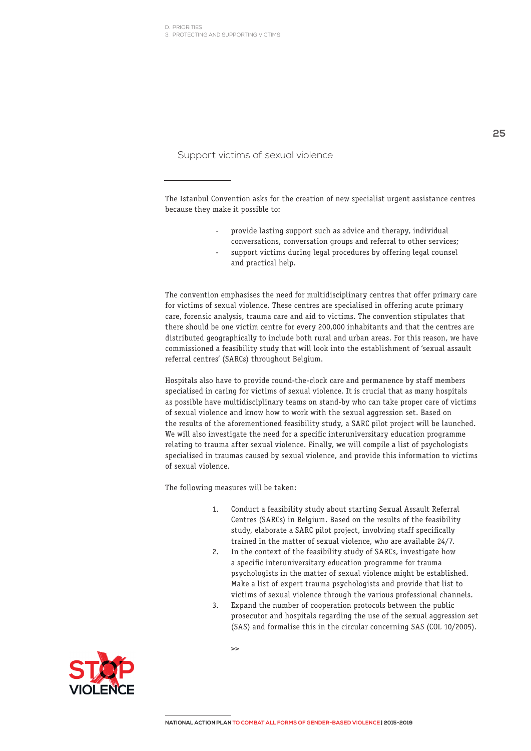## Support victims of sexual violence

The Istanbul Convention asks for the creation of new specialist urgent assistance centres because they make it possible to:

- provide lasting support such as advice and therapy, individual conversations, conversation groups and referral to other services;
- support victims during legal procedures by offering legal counsel and practical help.

The convention emphasises the need for multidisciplinary centres that offer primary care for victims of sexual violence. These centres are specialised in offering acute primary care, forensic analysis, trauma care and aid to victims. The convention stipulates that there should be one victim centre for every 200,000 inhabitants and that the centres are distributed geographically to include both rural and urban areas. For this reason, we have commissioned a feasibility study that will look into the establishment of 'sexual assault referral centres' (SARCs) throughout Belgium.

Hospitals also have to provide round-the-clock care and permanence by staff members specialised in caring for victims of sexual violence. It is crucial that as many hospitals as possible have multidisciplinary teams on stand-by who can take proper care of victims of sexual violence and know how to work with the sexual aggression set. Based on the results of the aforementioned feasibility study, a SARC pilot project will be launched. We will also investigate the need for a specific interuniversitary education programme relating to trauma after sexual violence. Finally, we will compile a list of psychologists specialised in traumas caused by sexual violence, and provide this information to victims of sexual violence.

The following measures will be taken:

1. Conduct a feasibility study about starting Sexual Assault Referral Centres (SARCs) in Belgium. Based on the results of the feasibility study, elaborate a SARC pilot project, involving staff specifically trained in the matter of sexual violence, who are available 24/7.
2. In the context of the feasibility study of SARCs, investigate how a specific interuniversitary education programme for trauma psychologists in the matter of sexual violence might be established. Make a list of expert trauma psychologists and provide that list to victims of sexual violence through the various professional channels.
3. Expand the number of cooperation protocols between the public prosecutor and hospitals regarding the use of the sexual aggression set (SAS) and formalise this in the circular concerning SAS (COL 10/2005).

>>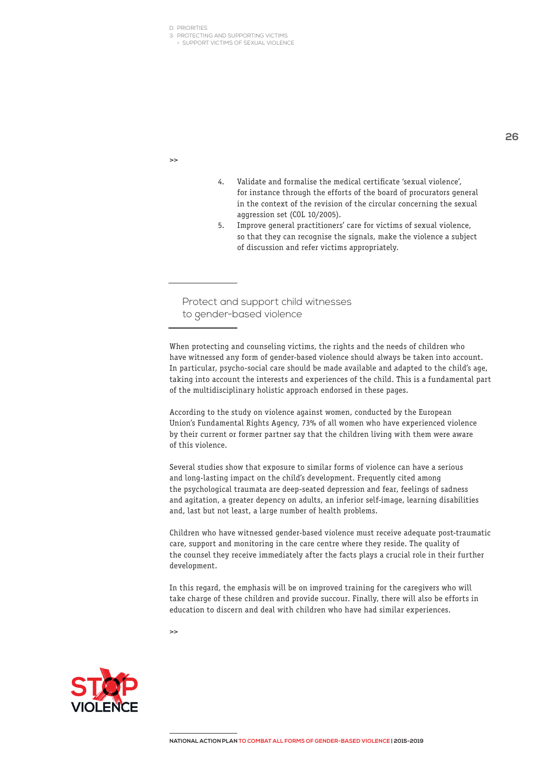4. Validate and formalise the medical certificate 'sexual violence', for instance through the efforts of the board of procurators general in the context of the revision of the circular concerning the sexual aggression set (COL 10/2005).
5. Improve general practitioners' care for victims of sexual violence, so that they can recognise the signals, make the violence a subject of discussion and refer victims appropriately.

## Protect and support child witnesses to gender-based violence

When protecting and counseling victims, the rights and the needs of children who have witnessed any form of gender-based violence should always be taken into account. In particular, psycho-social care should be made available and adapted to the child's age, taking into account the interests and experiences of the child. This is a fundamental part of the multidisciplinary holistic approach endorsed in these pages.

According to the study on violence against women, conducted by the European Union's Fundamental Rights Agency, 73% of all women who have experienced violence by their current or former partner say that the children living with them were aware of this violence.

Several studies show that exposure to similar forms of violence can have a serious and long-lasting impact on the child's development. Frequently cited among the psychological traumata are deep-seated depression and fear, feelings of sadness and agitation, a greater depency on adults, an inferior self-image, learning disabilities and, last but not least, a large number of health problems.

Children who have witnessed gender-based violence must receive adequate post-traumatic care, support and monitoring in the care centre where they reside. The quality of the counsel they receive immediately after the facts plays a crucial role in their further development.

In this regard, the emphasis will be on improved training for the caregivers who will take charge of these children and provide succour. Finally, there will also be efforts in education to discern and deal with children who have had similar experiences.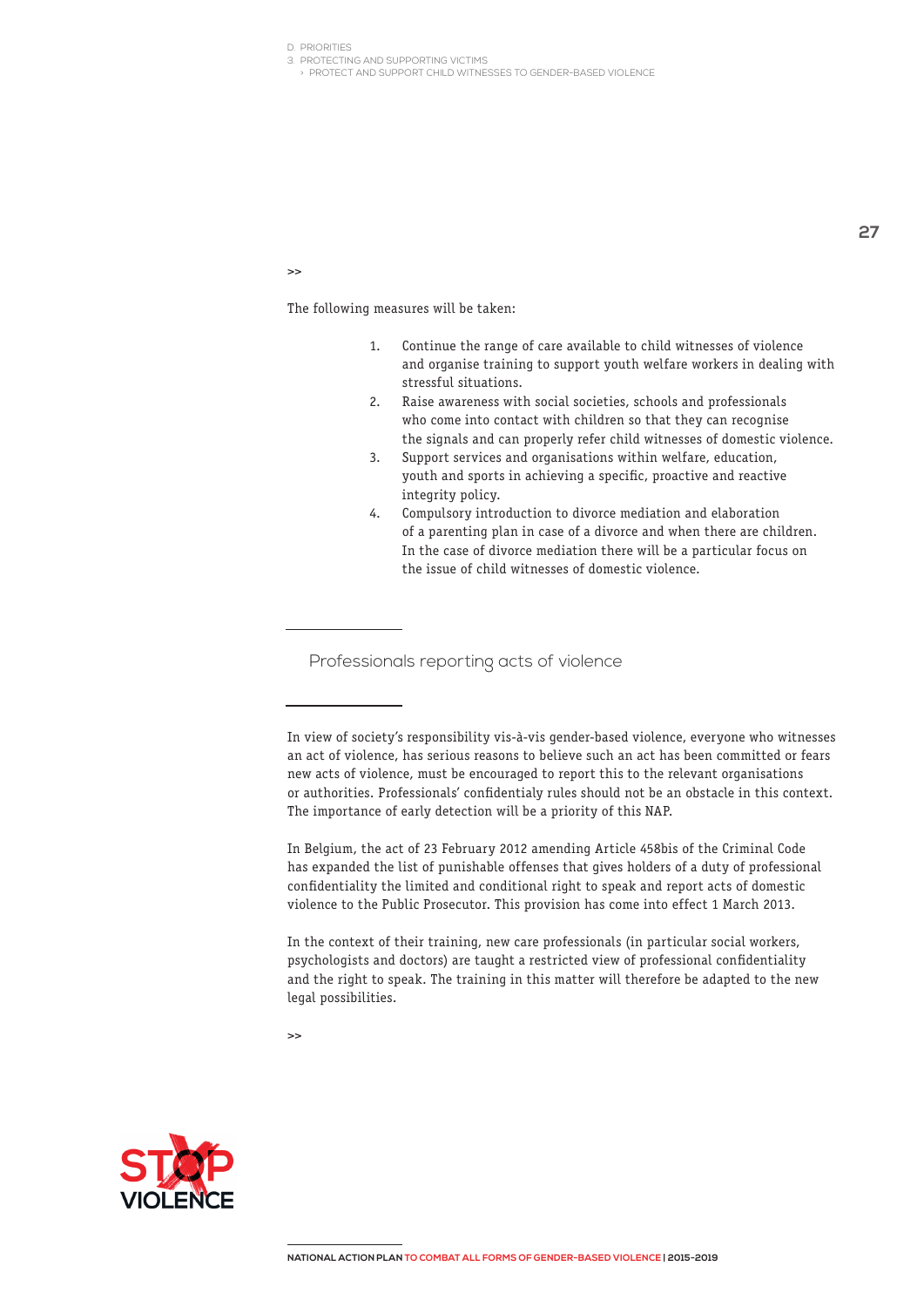>>

The following measures will be taken:

1. Continue the range of care available to child witnesses of violence and organise training to support youth welfare workers in dealing with stressful situations.
2. Raise awareness with social societies, schools and professionals who come into contact with children so that they can recognise the signals and can properly refer child witnesses of domestic violence.
3. Support services and organisations within welfare, education, youth and sports in achieving a specific, proactive and reactive integrity policy.
4. Compulsory introduction to divorce mediation and elaboration of a parenting plan in case of a divorce and when there are children. In the case of divorce mediation there will be a particular focus on the issue of child witnesses of domestic violence.

## Professionals reporting acts of violence

In view of society's responsibility vis-à-vis gender-based violence, everyone who witnesses an act of violence, has serious reasons to believe such an act has been committed or fears new acts of violence, must be encouraged to report this to the relevant organisations or authorities. Professionals' confidentialy rules should not be an obstacle in this context. The importance of early detection will be a priority of this NAP.

In Belgium, the act of 23 February 2012 amending Article 458bis of the Criminal Code has expanded the list of punishable offenses that gives holders of a duty of professional confidentiality the limited and conditional right to speak and report acts of domestic violence to the Public Prosecutor. This provision has come into effect 1 March 2013.

In the context of their training, new care professionals (in particular social workers, psychologists and doctors) are taught a restricted view of professional confidentiality and the right to speak. The training in this matter will therefore be adapted to the new legal possibilities.

>>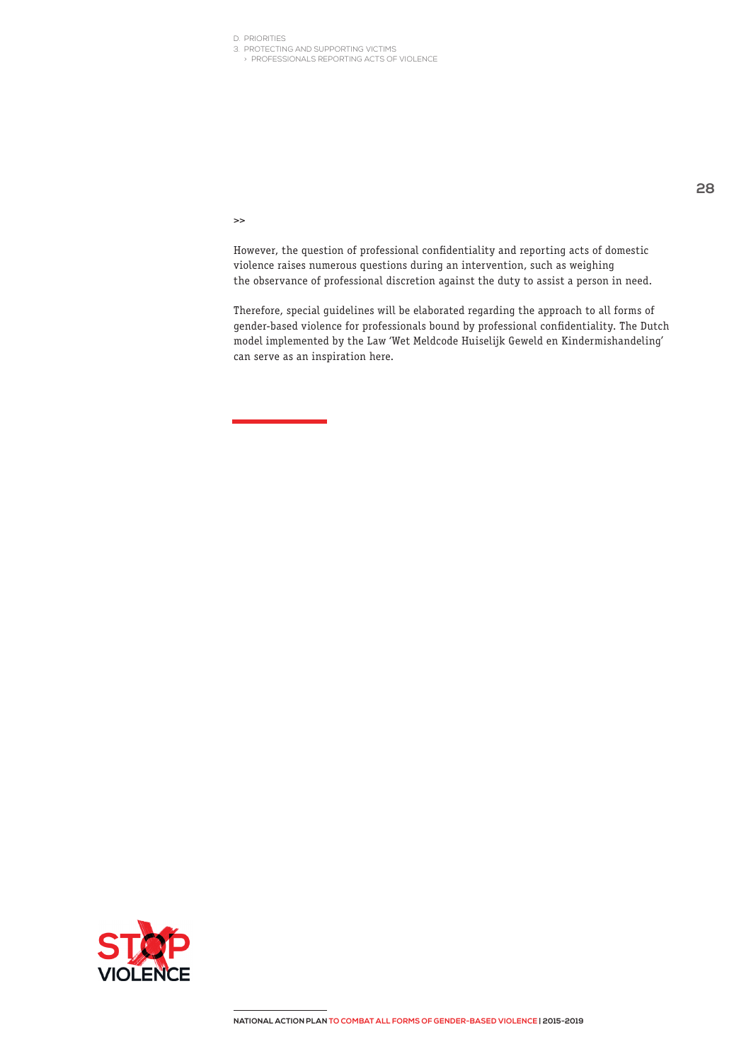>>

However, the question of professional confidentiality and reporting acts of domestic violence raises numerous questions during an intervention, such as weighing the observance of professional discretion against the duty to assist a person in need.

Therefore, special guidelines will be elaborated regarding the approach to all forms of gender-based violence for professionals bound by professional confidentiality. The Dutch model implemented by the Law 'Wet Meldcode Huiselijk Geweld en Kindermishandeling' can serve as an inspiration here.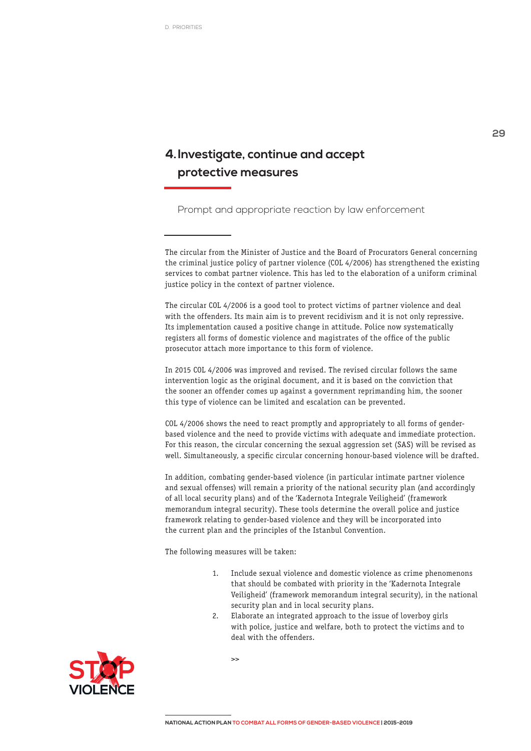## 4. Investigate, continue and accept protective measures

Prompt and appropriate reaction by law enforcement

The circular from the Minister of Justice and the Board of Procurators General concerning the criminal justice policy of partner violence (COL 4/2006) has strengthened the existing services to combat partner violence. This has led to the elaboration of a uniform criminal justice policy in the context of partner violence.

The circular COL 4/2006 is a good tool to protect victims of partner violence and deal with the offenders. Its main aim is to prevent recidivism and it is not only repressive. Its implementation caused a positive change in attitude. Police now systematically registers all forms of domestic violence and magistrates of the office of the public prosecutor attach more importance to this form of violence.

In 2015 COL 4/2006 was improved and revised. The revised circular follows the same intervention logic as the original document, and it is based on the conviction that the sooner an offender comes up against a government reprimanding him, the sooner this type of violence can be limited and escalation can be prevented.

COL 4/2006 shows the need to react promptly and appropriately to all forms of gender-based violence and the need to provide victims with adequate and immediate protection. For this reason, the circular concerning the sexual aggression set (SAS) will be revised as well. Simultaneously, a specific circular concerning honour-based violence will be drafted.

In addition, combating gender-based violence (in particular intimate partner violence and sexual offenses) will remain a priority of the national security plan (and accordingly of all local security plans) and of the 'Kadernota Integrale Veiligheid' (framework memorandum integral security). These tools determine the overall police and justice framework relating to gender-based violence and they will be incorporated into the current plan and the principles of the Istanbul Convention.

The following measures will be taken:

1. Include sexual violence and domestic violence as crime phenomenons that should be combated with priority in the 'Kadernota Integrale Veiligheid' (framework memorandum integral security), in the national security plan and in local security plans.
2. Elaborate an integrated approach to the issue of loverboy girls with police, justice and welfare, both to protect the victims and to deal with the offenders.

>>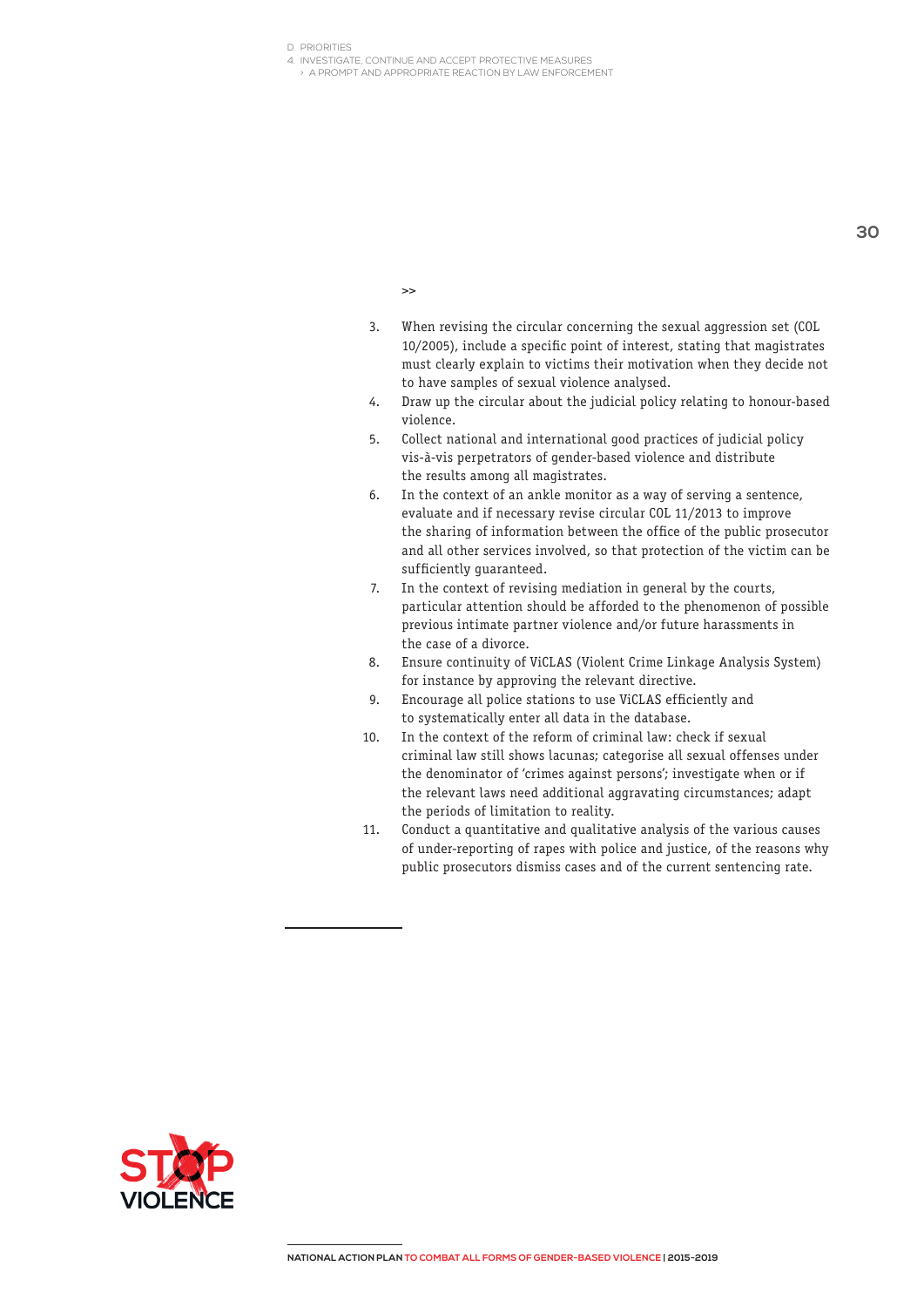>>

3. When revising the circular concerning the sexual aggression set (COL 10/2005), include a specific point of interest, stating that magistrates must clearly explain to victims their motivation when they decide not to have samples of sexual violence analysed.
4. Draw up the circular about the judicial policy relating to honour-based violence.
5. Collect national and international good practices of judicial policy vis-à-vis perpetrators of gender-based violence and distribute the results among all magistrates.
6. In the context of an ankle monitor as a way of serving a sentence, evaluate and if necessary revise circular COL 11/2013 to improve the sharing of information between the office of the public prosecutor and all other services involved, so that protection of the victim can be sufficiently guaranteed.
7. In the context of revising mediation in general by the courts, particular attention should be afforded to the phenomenon of possible previous intimate partner violence and/or future harassments in the case of a divorce.
8. Ensure continuity of ViCLAS (Violent Crime Linkage Analysis System) for instance by approving the relevant directive.
9. Encourage all police stations to use ViCLAS efficiently and to systematically enter all data in the database.
10. In the context of the reform of criminal law: check if sexual criminal law still shows lacunas; categorise all sexual offenses under the denominator of 'crimes against persons'; investigate when or if the relevant laws need additional aggravating circumstances; adapt the periods of limitation to reality.
11. Conduct a quantitative and qualitative analysis of the various causes of under-reporting of rapes with police and justice, of the reasons why public prosecutors dismiss cases and of the current sentencing rate.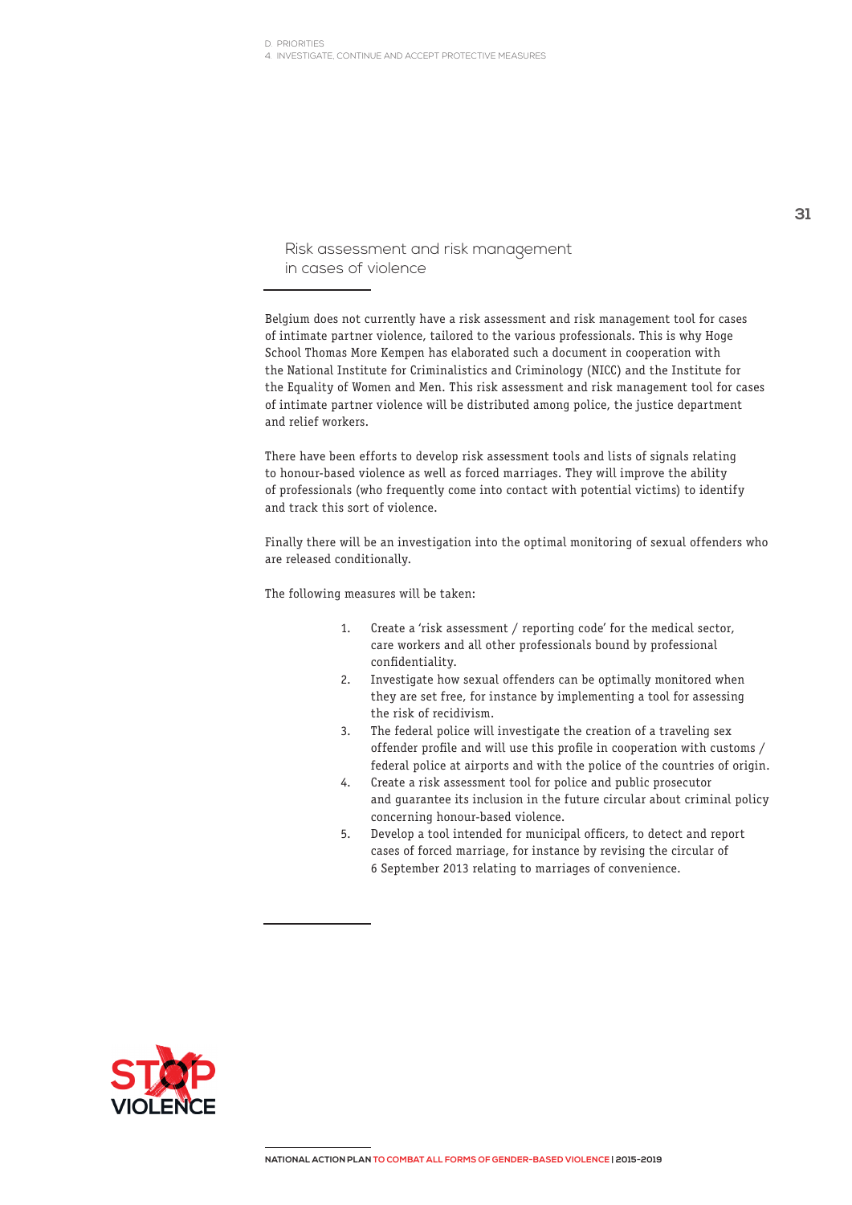## Risk assessment and risk management in cases of violence

Belgium does not currently have a risk assessment and risk management tool for cases of intimate partner violence, tailored to the various professionals. This is why Hoge School Thomas More Kempen has elaborated such a document in cooperation with the National Institute for Criminalistics and Criminology (NICC) and the Institute for the Equality of Women and Men. This risk assessment and risk management tool for cases of intimate partner violence will be distributed among police, the justice department and relief workers.

There have been efforts to develop risk assessment tools and lists of signals relating to honour-based violence as well as forced marriages. They will improve the ability of professionals (who frequently come into contact with potential victims) to identify and track this sort of violence.

Finally there will be an investigation into the optimal monitoring of sexual offenders who are released conditionally.

The following measures will be taken:

1. Create a 'risk assessment / reporting code' for the medical sector, care workers and all other professionals bound by professional confidentiality.
2. Investigate how sexual offenders can be optimally monitored when they are set free, for instance by implementing a tool for assessing the risk of recidivism.
3. The federal police will investigate the creation of a traveling sex offender profile and will use this profile in cooperation with customs / federal police at airports and with the police of the countries of origin.
4. Create a risk assessment tool for police and public prosecutor and guarantee its inclusion in the future circular about criminal policy concerning honour-based violence.
5. Develop a tool intended for municipal officers, to detect and report cases of forced marriage, for instance by revising the circular of 6 September 2013 relating to marriages of convenience.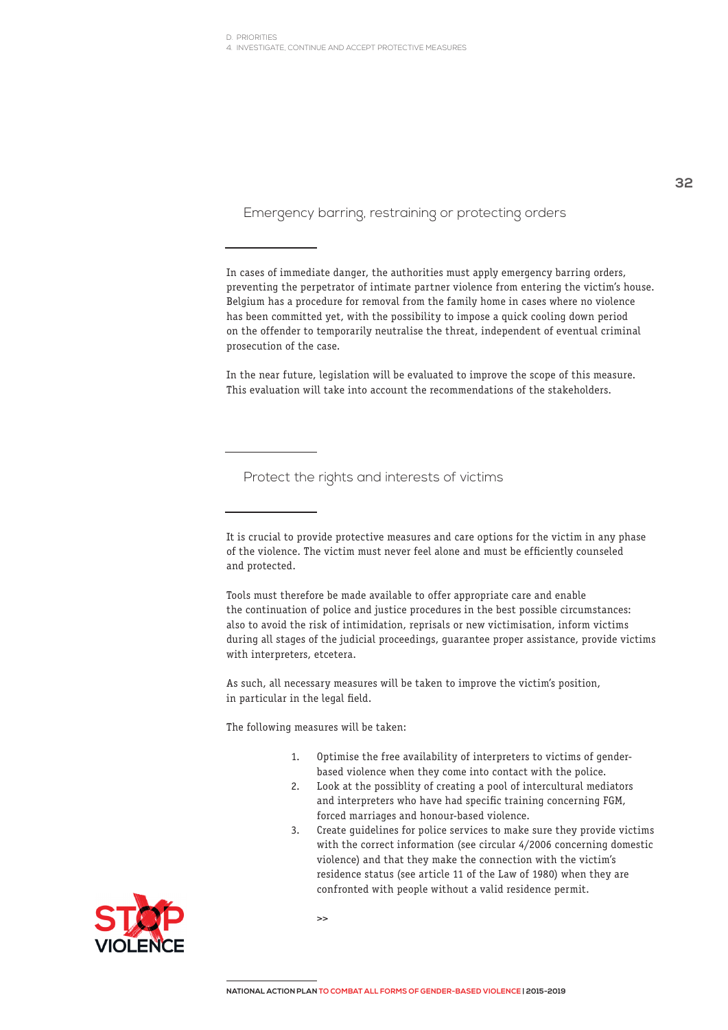## Emergency barring, restraining or protecting orders

In cases of immediate danger, the authorities must apply emergency barring orders, preventing the perpetrator of intimate partner violence from entering the victim's house. Belgium has a procedure for removal from the family home in cases where no violence has been committed yet, with the possibility to impose a quick cooling down period on the offender to temporarily neutralise the threat, independent of eventual criminal prosecution of the case.

In the near future, legislation will be evaluated to improve the scope of this measure. This evaluation will take into account the recommendations of the stakeholders.

## Protect the rights and interests of victims

It is crucial to provide protective measures and care options for the victim in any phase of the violence. The victim must never feel alone and must be efficiently counseled and protected.

Tools must therefore be made available to offer appropriate care and enable the continuation of police and justice procedures in the best possible circumstances: also to avoid the risk of intimidation, reprisals or new victimisation, inform victims during all stages of the judicial proceedings, guarantee proper assistance, provide victims with interpreters, etcetera.

As such, all necessary measures will be taken to improve the victim's position, in particular in the legal field.

The following measures will be taken:

1. Optimise the free availability of interpreters to victims of gender-based violence when they come into contact with the police.
2. Look at the possiblity of creating a pool of intercultural mediators and interpreters who have had specific training concerning FGM, forced marriages and honour-based violence.
3. Create guidelines for police services to make sure they provide victims with the correct information (see circular 4/2006 concerning domestic violence) and that they make the connection with the victim's residence status (see article 11 of the Law of 1980) when they are confronted with people without a valid residence permit.

>>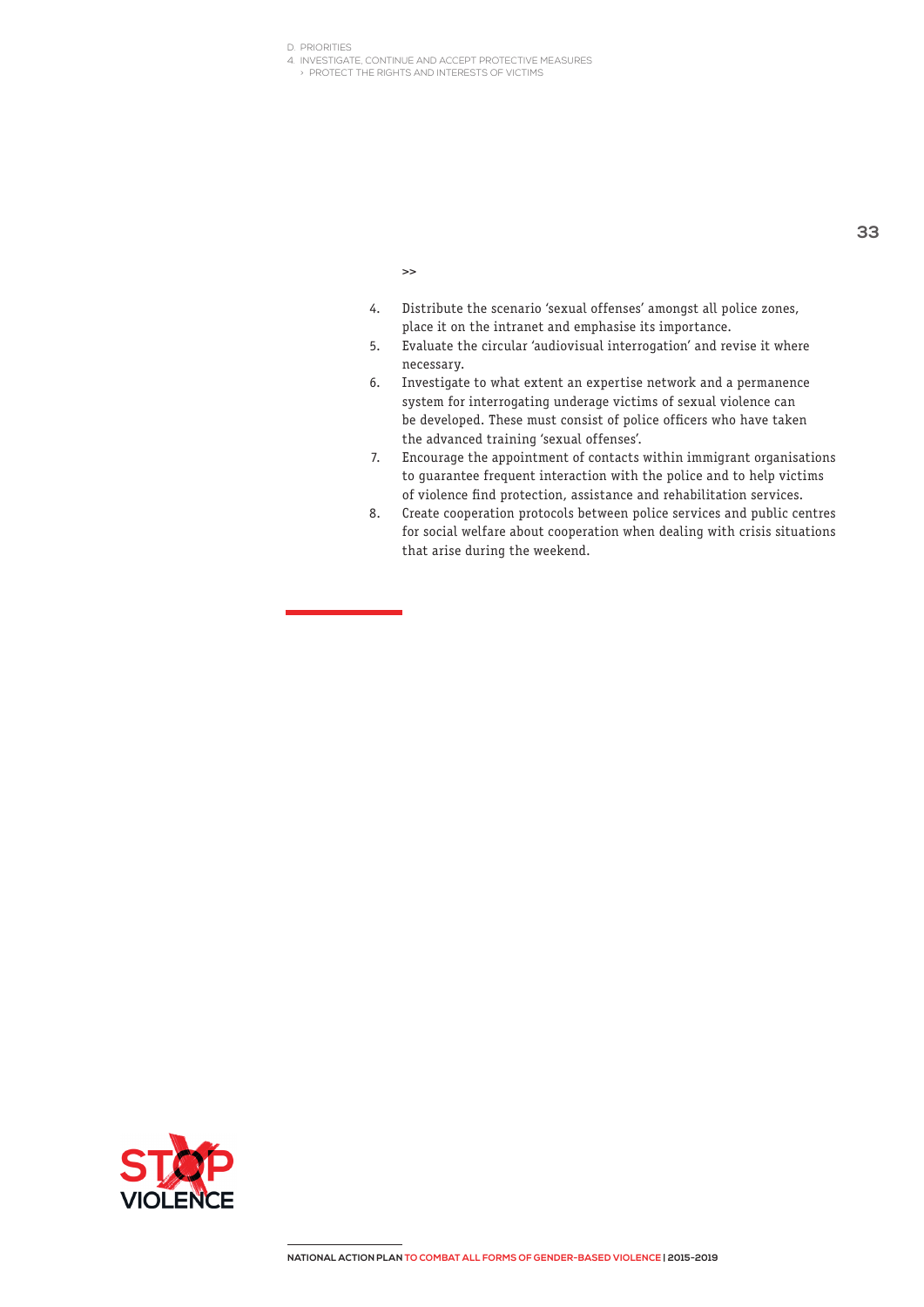>>

4. Distribute the scenario 'sexual offenses' amongst all police zones, place it on the intranet and emphasise its importance.
5. Evaluate the circular 'audiovisual interrogation' and revise it where necessary.
6. Investigate to what extent an expertise network and a permanence system for interrogating underage victims of sexual violence can be developed. These must consist of police officers who have taken the advanced training 'sexual offenses'.
7. Encourage the appointment of contacts within immigrant organisations to guarantee frequent interaction with the police and to help victims of violence find protection, assistance and rehabilitation services.
8. Create cooperation protocols between police services and public centres for social welfare about cooperation when dealing with crisis situations that arise during the weekend.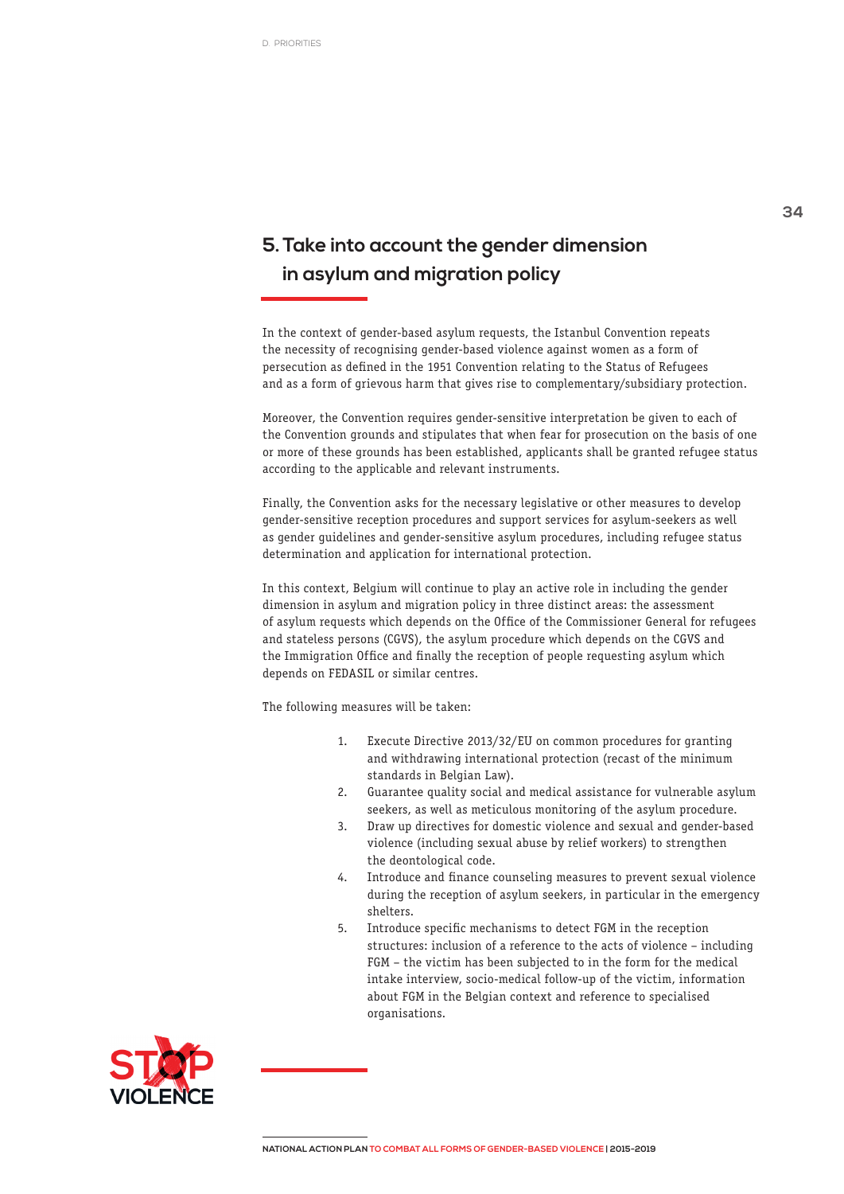## 5. Take into account the gender dimension in asylum and migration policy

In the context of gender-based asylum requests, the Istanbul Convention repeats the necessity of recognising gender-based violence against women as a form of persecution as defined in the 1951 Convention relating to the Status of Refugees and as a form of grievous harm that gives rise to complementary/subsidiary protection.

Moreover, the Convention requires gender-sensitive interpretation be given to each of the Convention grounds and stipulates that when fear for prosecution on the basis of one or more of these grounds has been established, applicants shall be granted refugee status according to the applicable and relevant instruments.

Finally, the Convention asks for the necessary legislative or other measures to develop gender-sensitive reception procedures and support services for asylum-seekers as well as gender guidelines and gender-sensitive asylum procedures, including refugee status determination and application for international protection.

In this context, Belgium will continue to play an active role in including the gender dimension in asylum and migration policy in three distinct areas: the assessment of asylum requests which depends on the Office of the Commissioner General for refugees and stateless persons (CGVS), the asylum procedure which depends on the CGVS and the Immigration Office and finally the reception of people requesting asylum which depends on FEDASIL or similar centres.

The following measures will be taken:

1. Execute Directive 2013/32/EU on common procedures for granting and withdrawing international protection (recast of the minimum standards in Belgian Law).
2. Guarantee quality social and medical assistance for vulnerable asylum seekers, as well as meticulous monitoring of the asylum procedure.
3. Draw up directives for domestic violence and sexual and gender-based violence (including sexual abuse by relief workers) to strengthen the deontological code.
4. Introduce and finance counseling measures to prevent sexual violence during the reception of asylum seekers, in particular in the emergency shelters.
5. Introduce specific mechanisms to detect FGM in the reception structures: inclusion of a reference to the acts of violence – including FGM – the victim has been subjected to in the form for the medical intake interview, socio-medical follow-up of the victim, information about FGM in the Belgian context and reference to specialised organisations.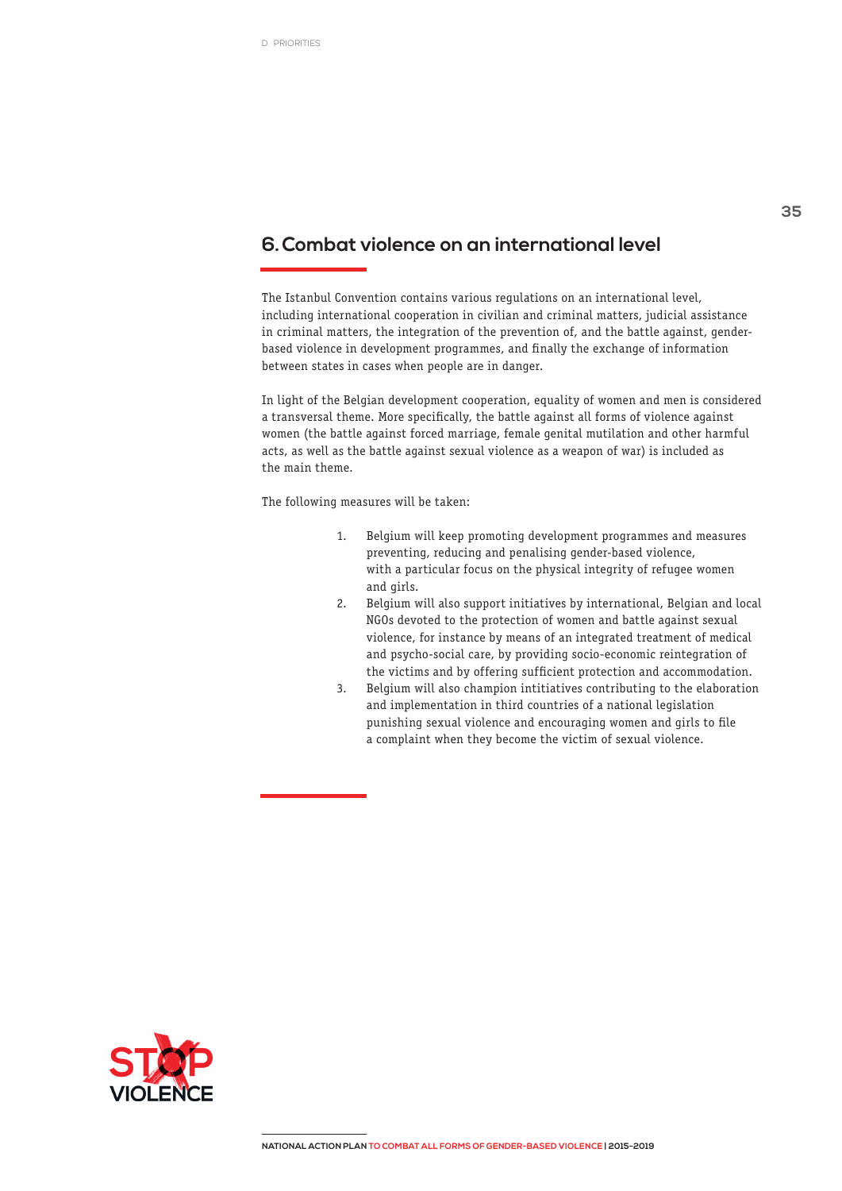## 6. Combat violence on an international level

The Istanbul Convention contains various regulations on an international level, including international cooperation in civilian and criminal matters, judicial assistance in criminal matters, the integration of the prevention of, and the battle against, gender-based violence in development programmes, and finally the exchange of information between states in cases when people are in danger.

In light of the Belgian development cooperation, equality of women and men is considered a transversal theme. More specifically, the battle against all forms of violence against women (the battle against forced marriage, female genital mutilation and other harmful acts, as well as the battle against sexual violence as a weapon of war) is included as the main theme.

The following measures will be taken:

1. Belgium will keep promoting development programmes and measures preventing, reducing and penalising gender-based violence, with a particular focus on the physical integrity of refugee women and girls.
2. Belgium will also support initiatives by international, Belgian and local NGOs devoted to the protection of women and battle against sexual violence, for instance by means of an integrated treatment of medical and psycho-social care, by providing socio-economic reintegration of the victims and by offering sufficient protection and accommodation.
3. Belgium will also champion intitiatives contributing to the elaboration and implementation in third countries of a national legislation punishing sexual violence and encouraging women and girls to file a complaint when they become the victim of sexual violence.